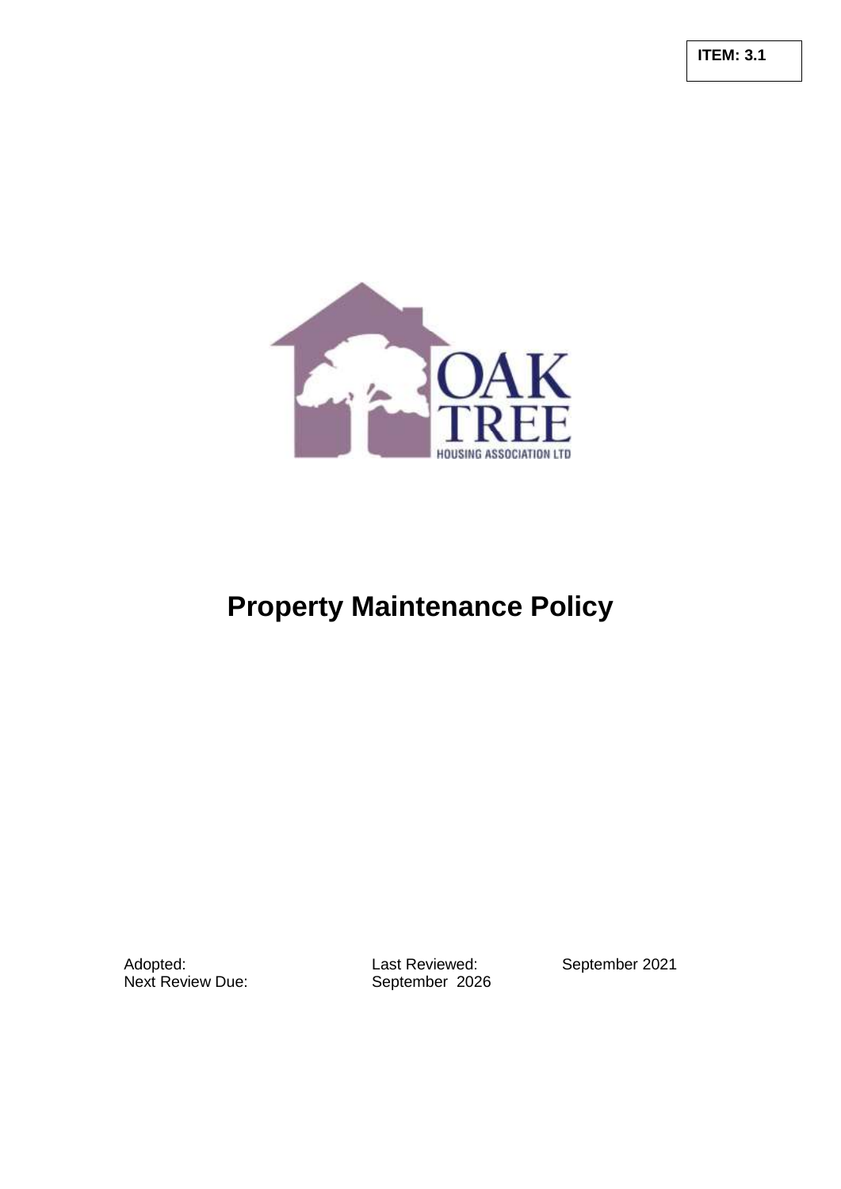**ITEM: 3.1**

OAK TREE

HOUSING ASSOCIATION LTD

# Property Maintenance Policy

| Adopted: | Last Reviewed: | September 2021 |
|---|---|---|
| Next Review Due: | September 2026 | |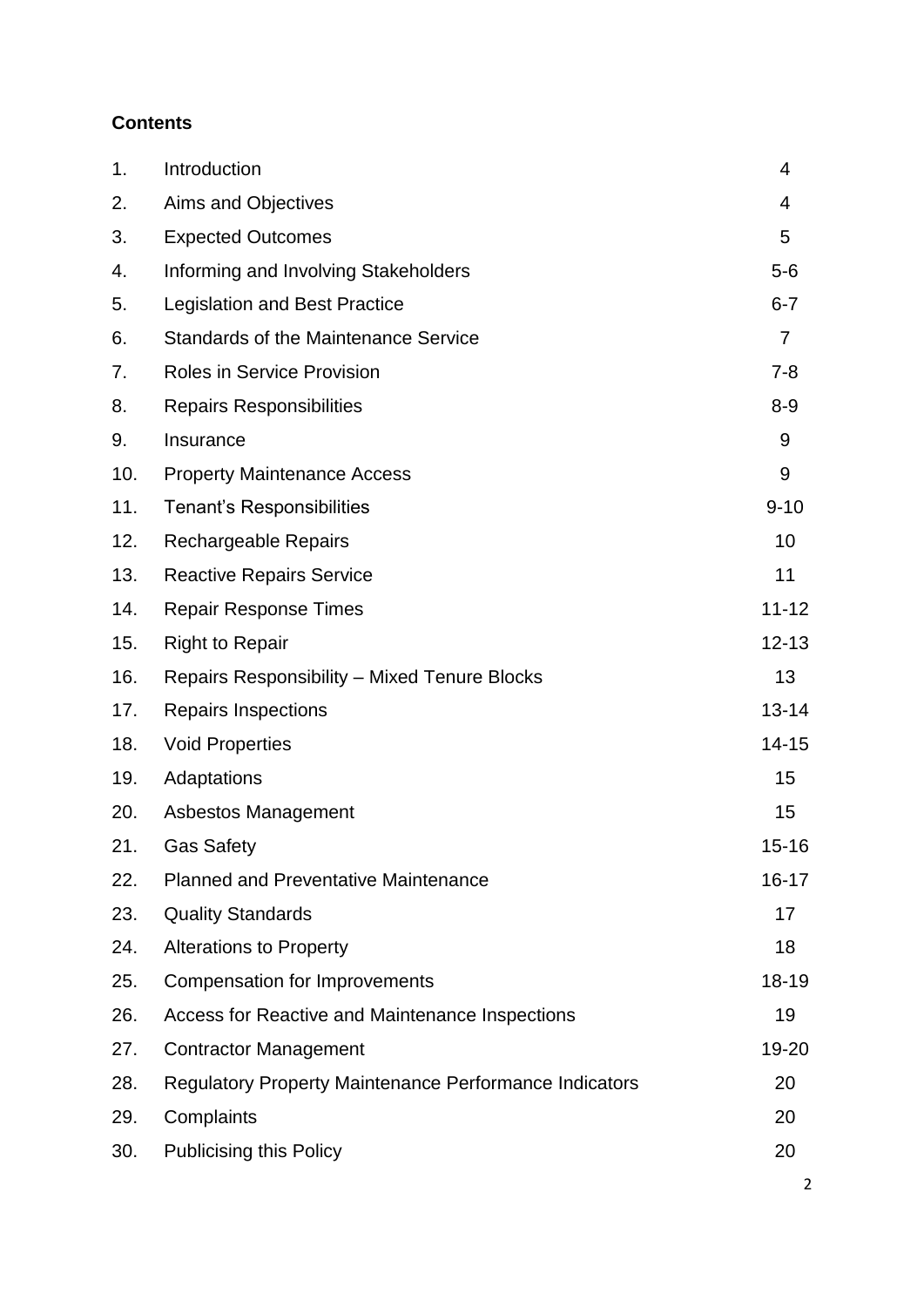**Contents**

| | | |
|---|---|---|
| 1. | Introduction | 4 |
| 2. | Aims and Objectives | 4 |
| 3. | Expected Outcomes | 5 |
| 4. | Informing and Involving Stakeholders | 5-6 |
| 5. | Legislation and Best Practice | 6-7 |
| 6. | Standards of the Maintenance Service | 7 |
| 7. | Roles in Service Provision | 7-8 |
| 8. | Repairs Responsibilities | 8-9 |
| 9. | Insurance | 9 |
| 10. | Property Maintenance Access | 9 |
| 11. | Tenant's Responsibilities | 9-10 |
| 12. | Rechargeable Repairs | 10 |
| 13. | Reactive Repairs Service | 11 |
| 14. | Repair Response Times | 11-12 |
| 15. | Right to Repair | 12-13 |
| 16. | Repairs Responsibility – Mixed Tenure Blocks | 13 |
| 17. | Repairs Inspections | 13-14 |
| 18. | Void Properties | 14-15 |
| 19. | Adaptations | 15 |
| 20. | Asbestos Management | 15 |
| 21. | Gas Safety | 15-16 |
| 22. | Planned and Preventative Maintenance | 16-17 |
| 23. | Quality Standards | 17 |
| 24. | Alterations to Property | 18 |
| 25. | Compensation for Improvements | 18-19 |
| 26. | Access for Reactive and Maintenance Inspections | 19 |
| 27. | Contractor Management | 19-20 |
| 28. | Regulatory Property Maintenance Performance Indicators | 20 |
| 29. | Complaints | 20 |
| 30. | Publicising this Policy | 20 |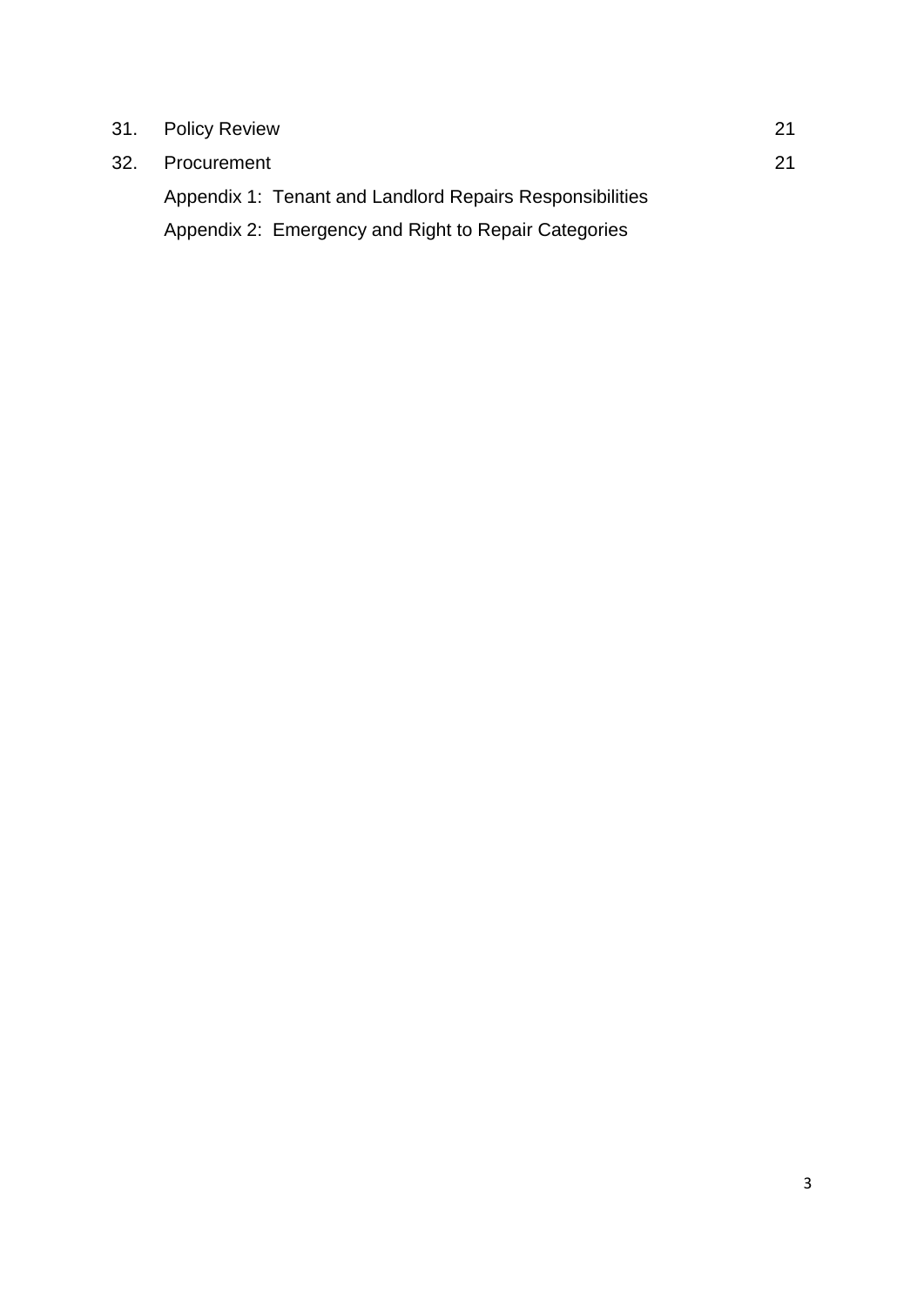| | | |
|---|---|---|
| 31. | Policy Review | 21 |
| 32. | Procurement | 21 |
| | Appendix 1: Tenant and Landlord Repairs Responsibilities | |
| | Appendix 2: Emergency and Right to Repair Categories | |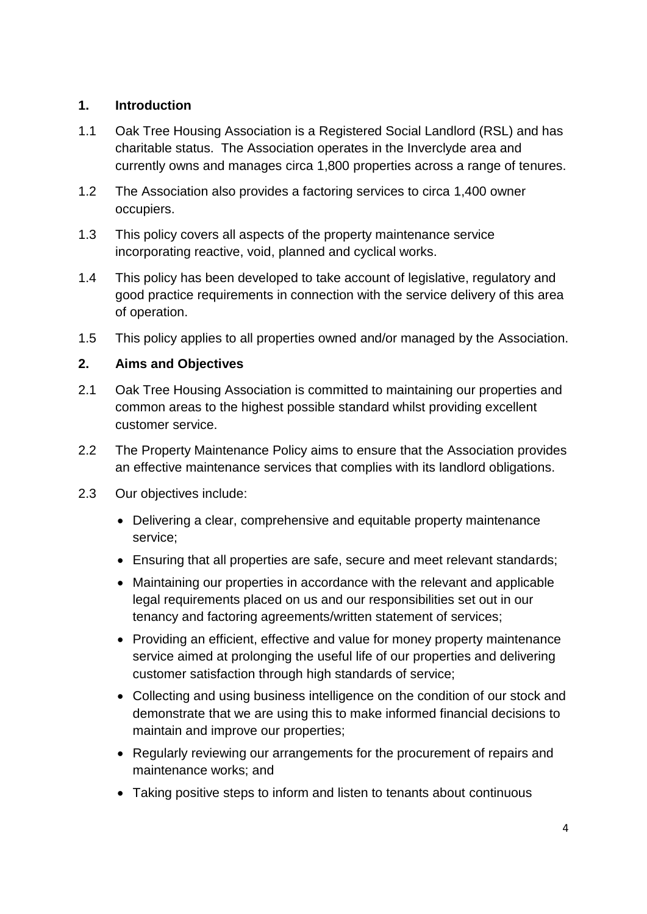## 1. Introduction

1.1 Oak Tree Housing Association is a Registered Social Landlord (RSL) and has charitable status. The Association operates in the Inverclyde area and currently owns and manages circa 1,800 properties across a range of tenures.

1.2 The Association also provides a factoring services to circa 1,400 owner occupiers.

1.3 This policy covers all aspects of the property maintenance service incorporating reactive, void, planned and cyclical works.

1.4 This policy has been developed to take account of legislative, regulatory and good practice requirements in connection with the service delivery of this area of operation.

1.5 This policy applies to all properties owned and/or managed by the Association.

## 2. Aims and Objectives

2.1 Oak Tree Housing Association is committed to maintaining our properties and common areas to the highest possible standard whilst providing excellent customer service.

2.2 The Property Maintenance Policy aims to ensure that the Association provides an effective maintenance services that complies with its landlord obligations.

2.3 Our objectives include:

- Delivering a clear, comprehensive and equitable property maintenance service;
- Ensuring that all properties are safe, secure and meet relevant standards;
- Maintaining our properties in accordance with the relevant and applicable legal requirements placed on us and our responsibilities set out in our tenancy and factoring agreements/written statement of services;
- Providing an efficient, effective and value for money property maintenance service aimed at prolonging the useful life of our properties and delivering customer satisfaction through high standards of service;
- Collecting and using business intelligence on the condition of our stock and demonstrate that we are using this to make informed financial decisions to maintain and improve our properties;
- Regularly reviewing our arrangements for the procurement of repairs and maintenance works; and
- Taking positive steps to inform and listen to tenants about continuous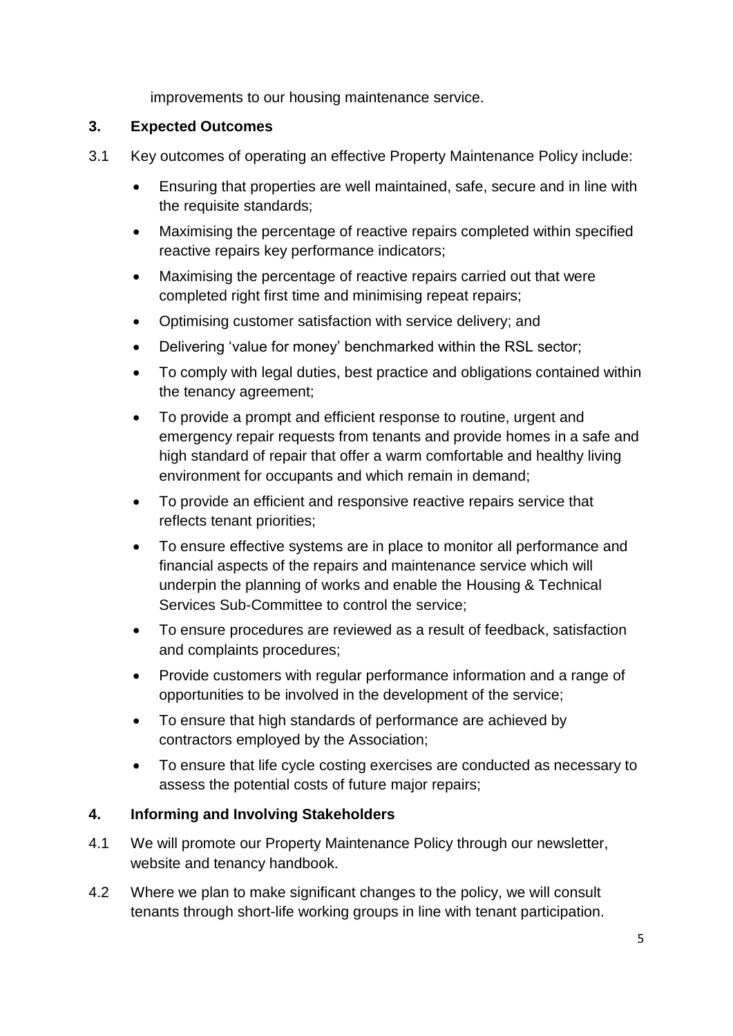improvements to our housing maintenance service.

## 3. Expected Outcomes

3.1 Key outcomes of operating an effective Property Maintenance Policy include:

- Ensuring that properties are well maintained, safe, secure and in line with the requisite standards;
- Maximising the percentage of reactive repairs completed within specified reactive repairs key performance indicators;
- Maximising the percentage of reactive repairs carried out that were completed right first time and minimising repeat repairs;
- Optimising customer satisfaction with service delivery; and
- Delivering 'value for money' benchmarked within the RSL sector;
- To comply with legal duties, best practice and obligations contained within the tenancy agreement;
- To provide a prompt and efficient response to routine, urgent and emergency repair requests from tenants and provide homes in a safe and high standard of repair that offer a warm comfortable and healthy living environment for occupants and which remain in demand;
- To provide an efficient and responsive reactive repairs service that reflects tenant priorities;
- To ensure effective systems are in place to monitor all performance and financial aspects of the repairs and maintenance service which will underpin the planning of works and enable the Housing & Technical Services Sub-Committee to control the service;
- To ensure procedures are reviewed as a result of feedback, satisfaction and complaints procedures;
- Provide customers with regular performance information and a range of opportunities to be involved in the development of the service;
- To ensure that high standards of performance are achieved by contractors employed by the Association;
- To ensure that life cycle costing exercises are conducted as necessary to assess the potential costs of future major repairs;

## 4. Informing and Involving Stakeholders

4.1 We will promote our Property Maintenance Policy through our newsletter, website and tenancy handbook.

4.2 Where we plan to make significant changes to the policy, we will consult tenants through short-life working groups in line with tenant participation.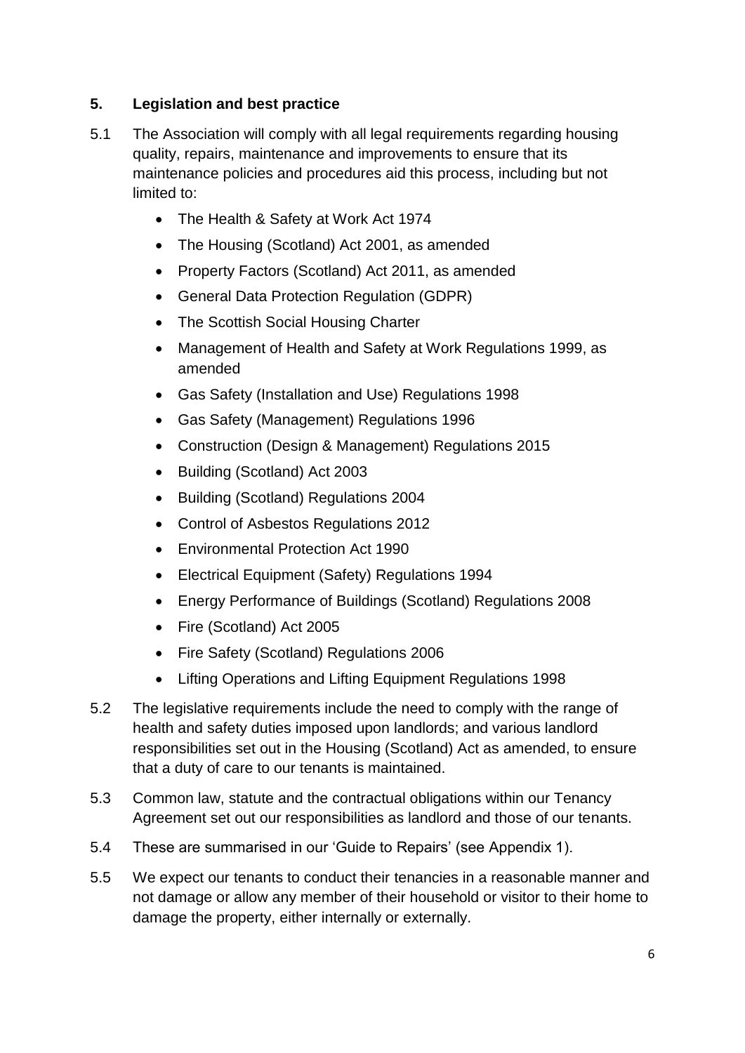## 5. Legislation and best practice

5.1 The Association will comply with all legal requirements regarding housing quality, repairs, maintenance and improvements to ensure that its maintenance policies and procedures aid this process, including but not limited to:

- The Health & Safety at Work Act 1974
- The Housing (Scotland) Act 2001, as amended
- Property Factors (Scotland) Act 2011, as amended
- General Data Protection Regulation (GDPR)
- The Scottish Social Housing Charter
- Management of Health and Safety at Work Regulations 1999, as amended
- Gas Safety (Installation and Use) Regulations 1998
- Gas Safety (Management) Regulations 1996
- Construction (Design & Management) Regulations 2015
- Building (Scotland) Act 2003
- Building (Scotland) Regulations 2004
- Control of Asbestos Regulations 2012
- Environmental Protection Act 1990
- Electrical Equipment (Safety) Regulations 1994
- Energy Performance of Buildings (Scotland) Regulations 2008
- Fire (Scotland) Act 2005
- Fire Safety (Scotland) Regulations 2006
- Lifting Operations and Lifting Equipment Regulations 1998

5.2 The legislative requirements include the need to comply with the range of health and safety duties imposed upon landlords; and various landlord responsibilities set out in the Housing (Scotland) Act as amended, to ensure that a duty of care to our tenants is maintained.

5.3 Common law, statute and the contractual obligations within our Tenancy Agreement set out our responsibilities as landlord and those of our tenants.

5.4 These are summarised in our 'Guide to Repairs' (see Appendix 1).

5.5 We expect our tenants to conduct their tenancies in a reasonable manner and not damage or allow any member of their household or visitor to their home to damage the property, either internally or externally.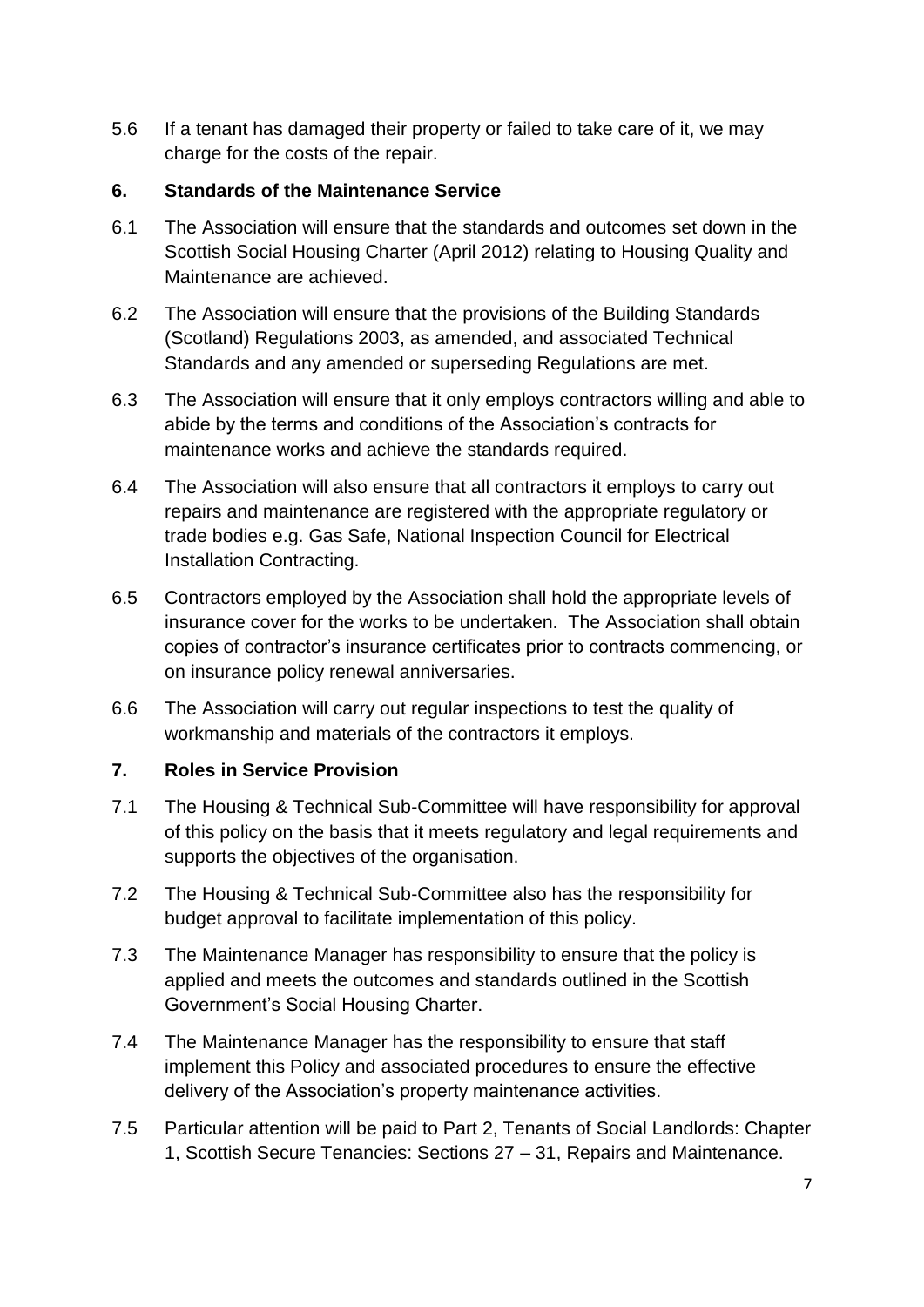5.6 If a tenant has damaged their property or failed to take care of it, we may charge for the costs of the repair.

## 6. Standards of the Maintenance Service

6.1 The Association will ensure that the standards and outcomes set down in the Scottish Social Housing Charter (April 2012) relating to Housing Quality and Maintenance are achieved.

6.2 The Association will ensure that the provisions of the Building Standards (Scotland) Regulations 2003, as amended, and associated Technical Standards and any amended or superseding Regulations are met.

6.3 The Association will ensure that it only employs contractors willing and able to abide by the terms and conditions of the Association's contracts for maintenance works and achieve the standards required.

6.4 The Association will also ensure that all contractors it employs to carry out repairs and maintenance are registered with the appropriate regulatory or trade bodies e.g. Gas Safe, National Inspection Council for Electrical Installation Contracting.

6.5 Contractors employed by the Association shall hold the appropriate levels of insurance cover for the works to be undertaken. The Association shall obtain copies of contractor's insurance certificates prior to contracts commencing, or on insurance policy renewal anniversaries.

6.6 The Association will carry out regular inspections to test the quality of workmanship and materials of the contractors it employs.

## 7. Roles in Service Provision

7.1 The Housing & Technical Sub-Committee will have responsibility for approval of this policy on the basis that it meets regulatory and legal requirements and supports the objectives of the organisation.

7.2 The Housing & Technical Sub-Committee also has the responsibility for budget approval to facilitate implementation of this policy.

7.3 The Maintenance Manager has responsibility to ensure that the policy is applied and meets the outcomes and standards outlined in the Scottish Government's Social Housing Charter.

7.4 The Maintenance Manager has the responsibility to ensure that staff implement this Policy and associated procedures to ensure the effective delivery of the Association's property maintenance activities.

7.5 Particular attention will be paid to Part 2, Tenants of Social Landlords: Chapter 1, Scottish Secure Tenancies: Sections 27 – 31, Repairs and Maintenance.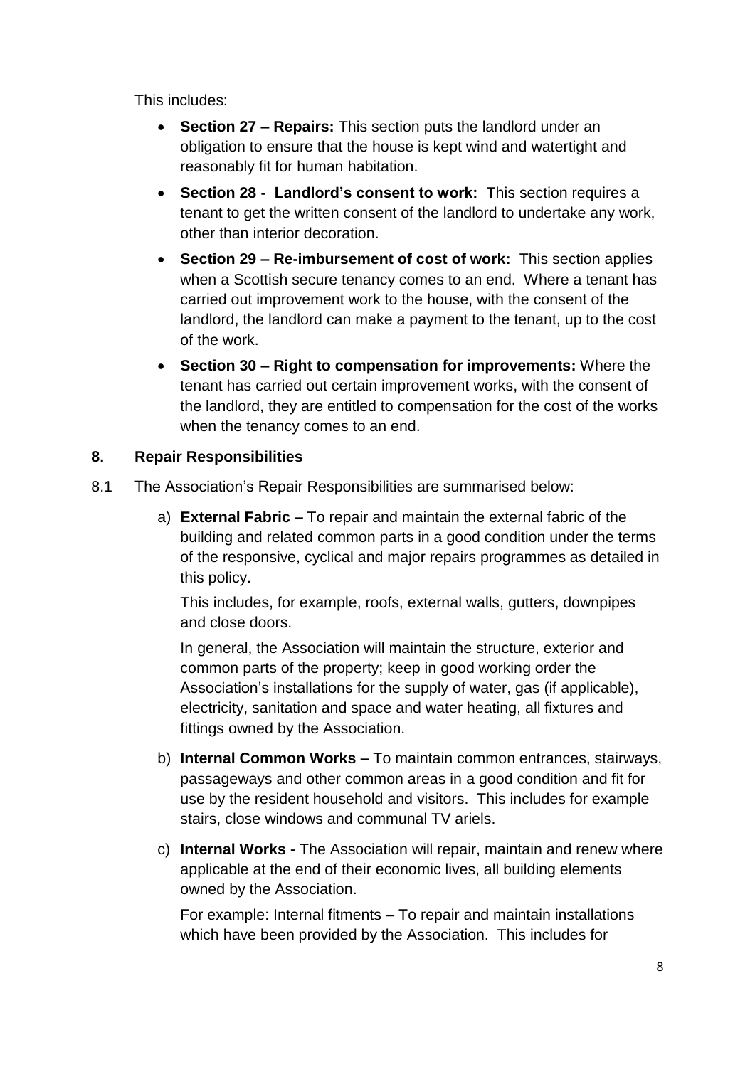This includes:

- **Section 27 – Repairs:** This section puts the landlord under an obligation to ensure that the house is kept wind and watertight and reasonably fit for human habitation.
- **Section 28 - Landlord's consent to work:** This section requires a tenant to get the written consent of the landlord to undertake any work, other than interior decoration.
- **Section 29 – Re-imbursement of cost of work:** This section applies when a Scottish secure tenancy comes to an end. Where a tenant has carried out improvement work to the house, with the consent of the landlord, the landlord can make a payment to the tenant, up to the cost of the work.
- **Section 30 – Right to compensation for improvements:** Where the tenant has carried out certain improvement works, with the consent of the landlord, they are entitled to compensation for the cost of the works when the tenancy comes to an end.

## 8. Repair Responsibilities

8.1 The Association's Repair Responsibilities are summarised below:

a) **External Fabric –** To repair and maintain the external fabric of the building and related common parts in a good condition under the terms of the responsive, cyclical and major repairs programmes as detailed in this policy.

   This includes, for example, roofs, external walls, gutters, downpipes and close doors.

   In general, the Association will maintain the structure, exterior and common parts of the property; keep in good working order the Association's installations for the supply of water, gas (if applicable), electricity, sanitation and space and water heating, all fixtures and fittings owned by the Association.

b) **Internal Common Works –** To maintain common entrances, stairways, passageways and other common areas in a good condition and fit for use by the resident household and visitors. This includes for example stairs, close windows and communal TV ariels.

c) **Internal Works -** The Association will repair, maintain and renew where applicable at the end of their economic lives, all building elements owned by the Association.

   For example: Internal fitments – To repair and maintain installations which have been provided by the Association. This includes for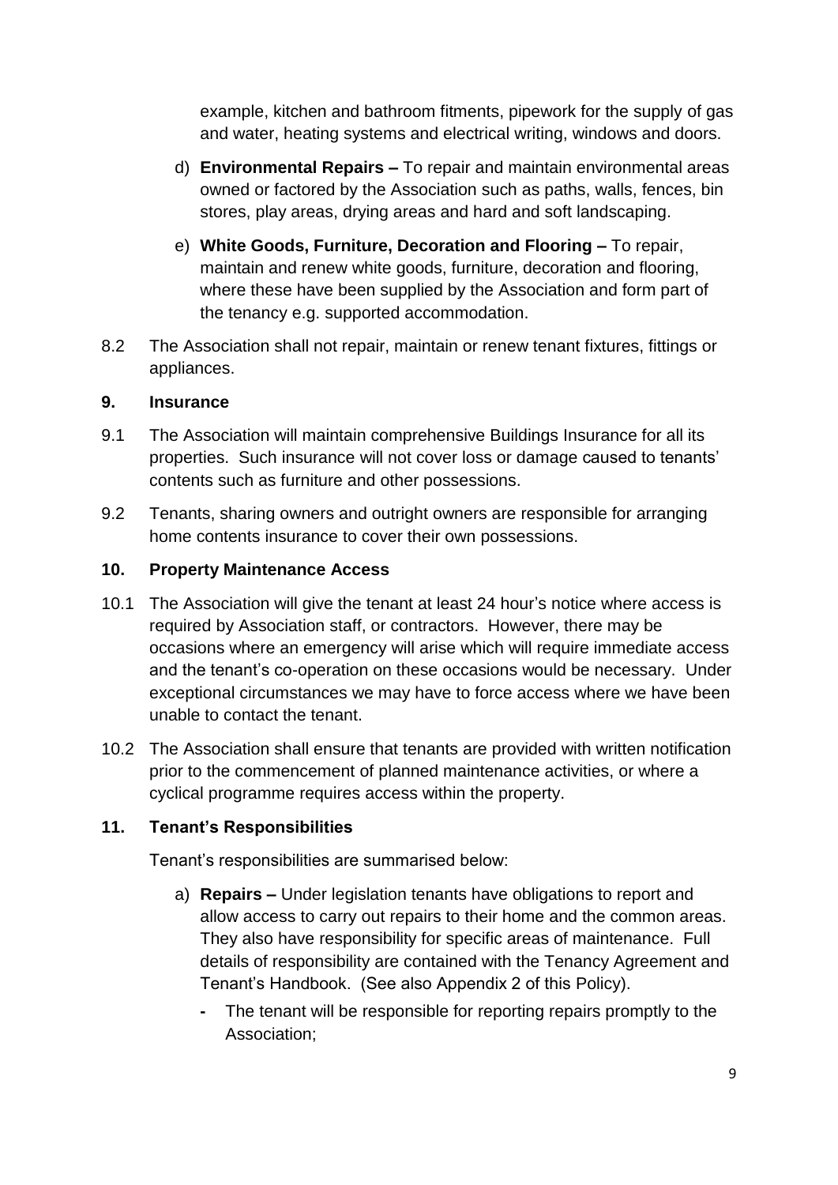example, kitchen and bathroom fitments, pipework for the supply of gas and water, heating systems and electrical writing, windows and doors.

d) **Environmental Repairs –** To repair and maintain environmental areas owned or factored by the Association such as paths, walls, fences, bin stores, play areas, drying areas and hard and soft landscaping.

e) **White Goods, Furniture, Decoration and Flooring –** To repair, maintain and renew white goods, furniture, decoration and flooring, where these have been supplied by the Association and form part of the tenancy e.g. supported accommodation.

8.2 The Association shall not repair, maintain or renew tenant fixtures, fittings or appliances.

## 9. Insurance

9.1 The Association will maintain comprehensive Buildings Insurance for all its properties. Such insurance will not cover loss or damage caused to tenants' contents such as furniture and other possessions.

9.2 Tenants, sharing owners and outright owners are responsible for arranging home contents insurance to cover their own possessions.

## 10. Property Maintenance Access

10.1 The Association will give the tenant at least 24 hour's notice where access is required by Association staff, or contractors. However, there may be occasions where an emergency will arise which will require immediate access and the tenant's co-operation on these occasions would be necessary. Under exceptional circumstances we may have to force access where we have been unable to contact the tenant.

10.2 The Association shall ensure that tenants are provided with written notification prior to the commencement of planned maintenance activities, or where a cyclical programme requires access within the property.

## 11. Tenant's Responsibilities

Tenant's responsibilities are summarised below:

a) **Repairs –** Under legislation tenants have obligations to report and allow access to carry out repairs to their home and the common areas. They also have responsibility for specific areas of maintenance. Full details of responsibility are contained with the Tenancy Agreement and Tenant's Handbook. (See also Appendix 2 of this Policy).

- The tenant will be responsible for reporting repairs promptly to the Association;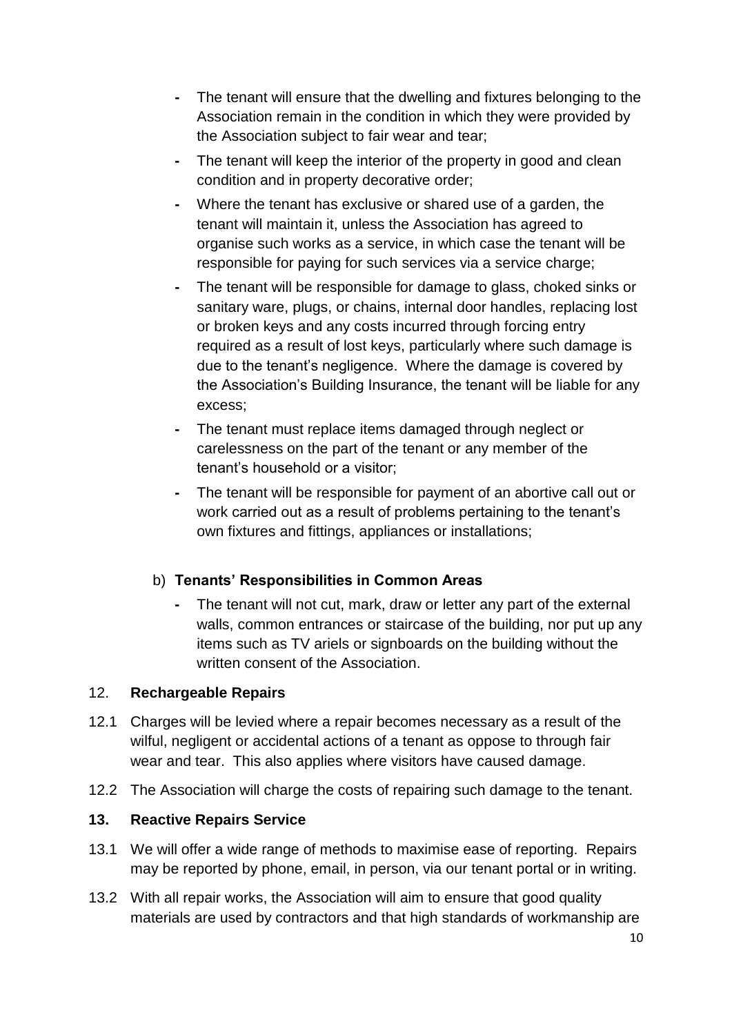- The tenant will ensure that the dwelling and fixtures belonging to the Association remain in the condition in which they were provided by the Association subject to fair wear and tear;
- The tenant will keep the interior of the property in good and clean condition and in property decorative order;
- Where the tenant has exclusive or shared use of a garden, the tenant will maintain it, unless the Association has agreed to organise such works as a service, in which case the tenant will be responsible for paying for such services via a service charge;
- The tenant will be responsible for damage to glass, choked sinks or sanitary ware, plugs, or chains, internal door handles, replacing lost or broken keys and any costs incurred through forcing entry required as a result of lost keys, particularly where such damage is due to the tenant's negligence. Where the damage is covered by the Association's Building Insurance, the tenant will be liable for any excess;
- The tenant must replace items damaged through neglect or carelessness on the part of the tenant or any member of the tenant's household or a visitor;
- The tenant will be responsible for payment of an abortive call out or work carried out as a result of problems pertaining to the tenant's own fixtures and fittings, appliances or installations;

b) **Tenants' Responsibilities in Common Areas**

- The tenant will not cut, mark, draw or letter any part of the external walls, common entrances or staircase of the building, nor put up any items such as TV ariels or signboards on the building without the written consent of the Association.

## 12. Rechargeable Repairs

12.1 Charges will be levied where a repair becomes necessary as a result of the wilful, negligent or accidental actions of a tenant as oppose to through fair wear and tear. This also applies where visitors have caused damage.

12.2 The Association will charge the costs of repairing such damage to the tenant.

## 13. Reactive Repairs Service

13.1 We will offer a wide range of methods to maximise ease of reporting. Repairs may be reported by phone, email, in person, via our tenant portal or in writing.

13.2 With all repair works, the Association will aim to ensure that good quality materials are used by contractors and that high standards of workmanship are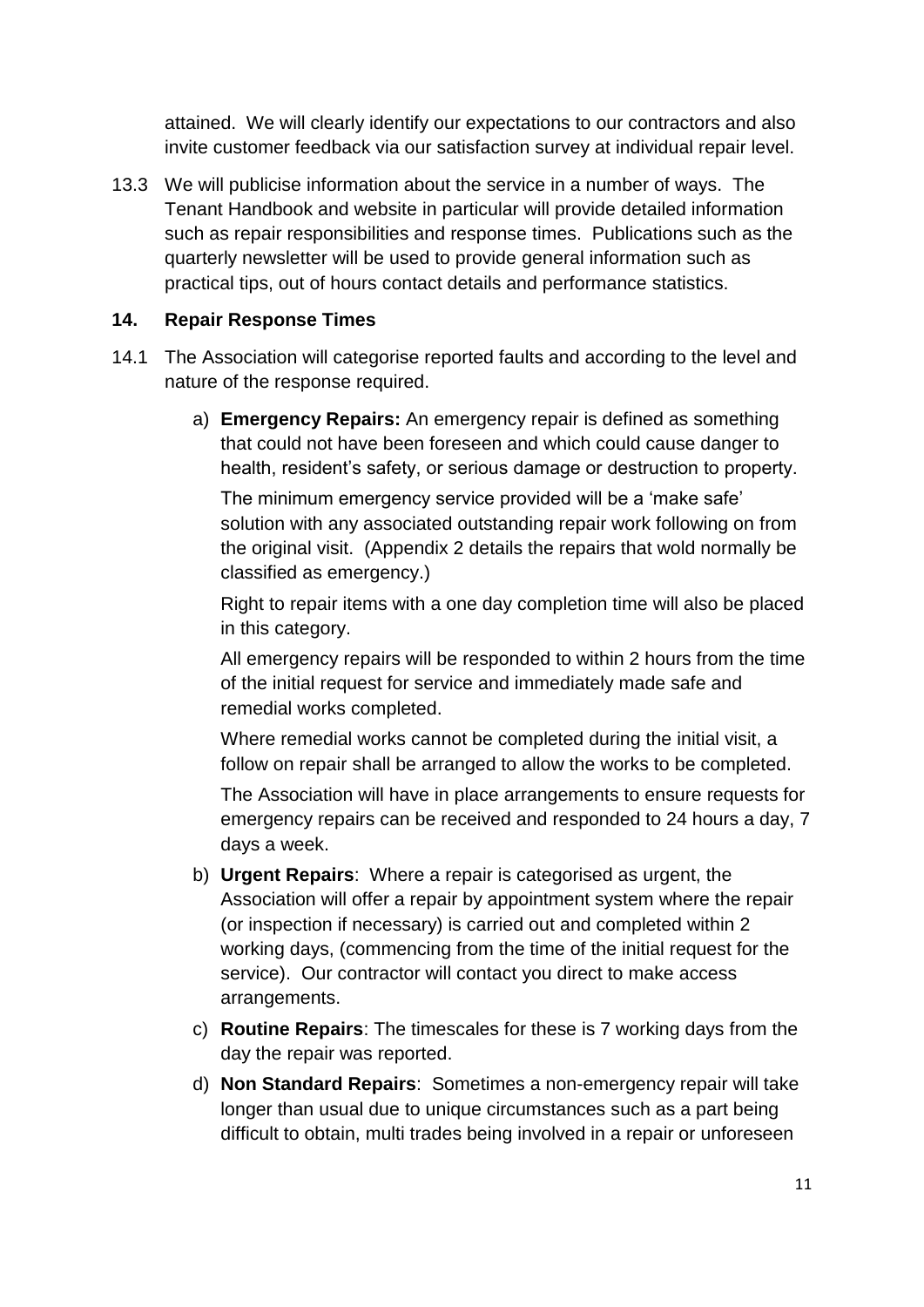attained. We will clearly identify our expectations to our contractors and also invite customer feedback via our satisfaction survey at individual repair level.

13.3 We will publicise information about the service in a number of ways. The Tenant Handbook and website in particular will provide detailed information such as repair responsibilities and response times. Publications such as the quarterly newsletter will be used to provide general information such as practical tips, out of hours contact details and performance statistics.

## 14. Repair Response Times

14.1 The Association will categorise reported faults and according to the level and nature of the response required.

a) **Emergency Repairs:** An emergency repair is defined as something that could not have been foreseen and which could cause danger to health, resident's safety, or serious damage or destruction to property.

   The minimum emergency service provided will be a 'make safe' solution with any associated outstanding repair work following on from the original visit. (Appendix 2 details the repairs that wold normally be classified as emergency.)

   Right to repair items with a one day completion time will also be placed in this category.

   All emergency repairs will be responded to within 2 hours from the time of the initial request for service and immediately made safe and remedial works completed.

   Where remedial works cannot be completed during the initial visit, a follow on repair shall be arranged to allow the works to be completed.

   The Association will have in place arrangements to ensure requests for emergency repairs can be received and responded to 24 hours a day, 7 days a week.

b) **Urgent Repairs**: Where a repair is categorised as urgent, the Association will offer a repair by appointment system where the repair (or inspection if necessary) is carried out and completed within 2 working days, (commencing from the time of the initial request for the service). Our contractor will contact you direct to make access arrangements.

c) **Routine Repairs**: The timescales for these is 7 working days from the day the repair was reported.

d) **Non Standard Repairs**: Sometimes a non-emergency repair will take longer than usual due to unique circumstances such as a part being difficult to obtain, multi trades being involved in a repair or unforeseen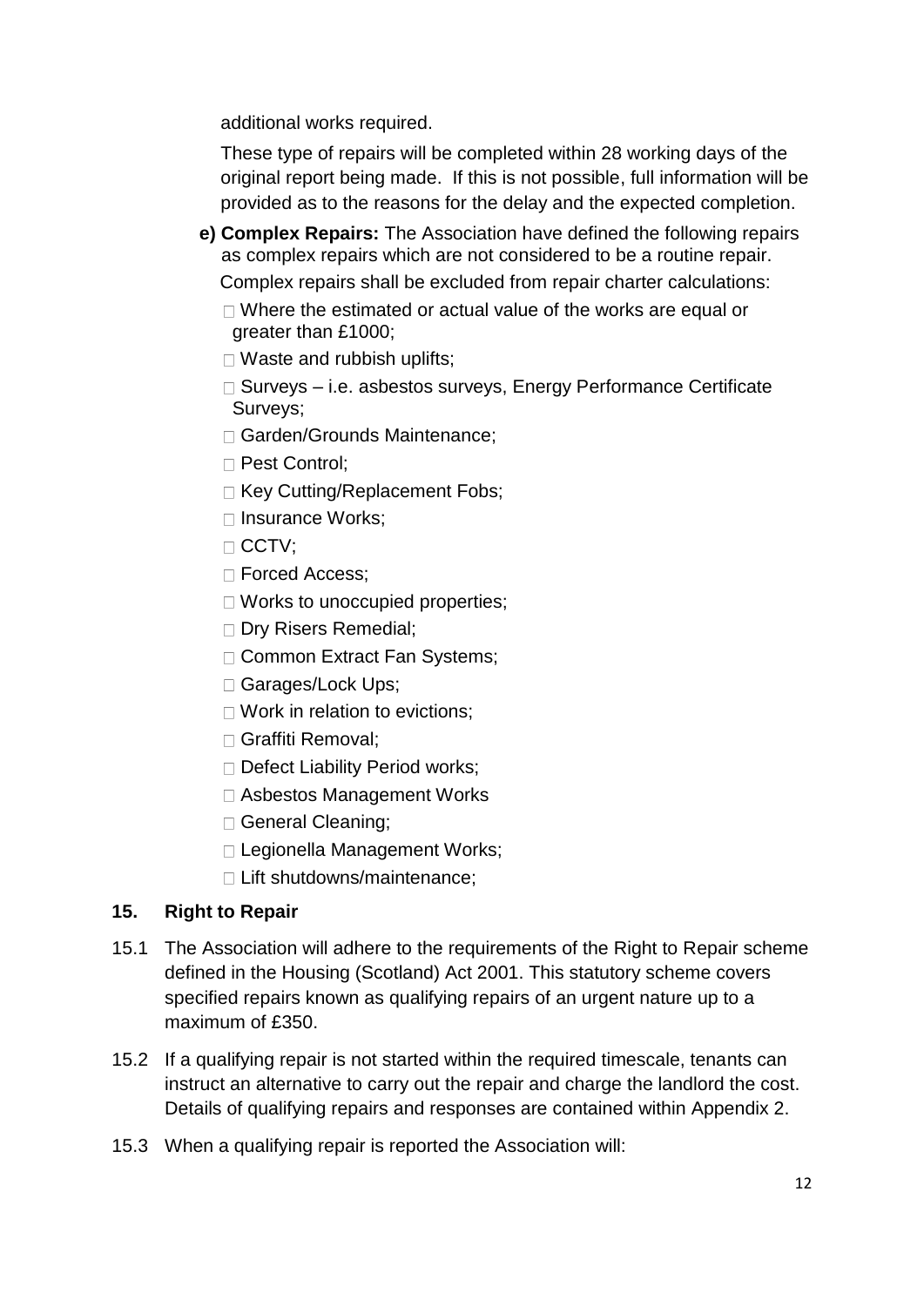additional works required.

These type of repairs will be completed within 28 working days of the original report being made. If this is not possible, full information will be provided as to the reasons for the delay and the expected completion.

**e) Complex Repairs:** The Association have defined the following repairs as complex repairs which are not considered to be a routine repair.

Complex repairs shall be excluded from repair charter calculations:

- Where the estimated or actual value of the works are equal or greater than £1000;
- Waste and rubbish uplifts;
- Surveys – i.e. asbestos surveys, Energy Performance Certificate Surveys;
- Garden/Grounds Maintenance;
- Pest Control;
- Key Cutting/Replacement Fobs;
- Insurance Works;
- CCTV;
- Forced Access;
- Works to unoccupied properties;
- Dry Risers Remedial;
- Common Extract Fan Systems;
- Garages/Lock Ups;
- Work in relation to evictions;
- Graffiti Removal;
- Defect Liability Period works;
- Asbestos Management Works
- General Cleaning;
- Legionella Management Works;
- Lift shutdowns/maintenance;

## 15. Right to Repair

15.1 The Association will adhere to the requirements of the Right to Repair scheme defined in the Housing (Scotland) Act 2001. This statutory scheme covers specified repairs known as qualifying repairs of an urgent nature up to a maximum of £350.

15.2 If a qualifying repair is not started within the required timescale, tenants can instruct an alternative to carry out the repair and charge the landlord the cost. Details of qualifying repairs and responses are contained within Appendix 2.

15.3 When a qualifying repair is reported the Association will: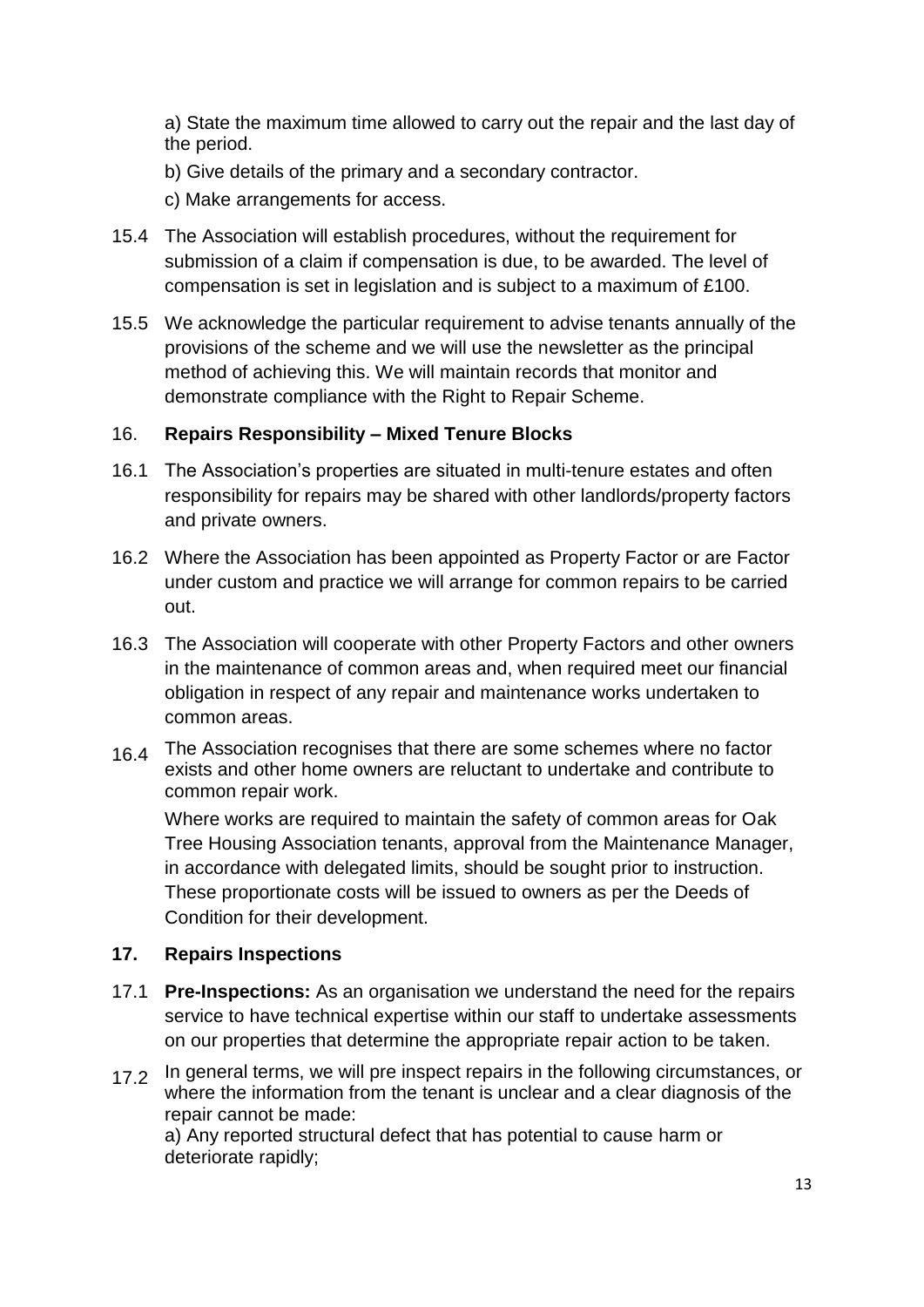a) State the maximum time allowed to carry out the repair and the last day of the period.

b) Give details of the primary and a secondary contractor.

c) Make arrangements for access.

15.4 The Association will establish procedures, without the requirement for submission of a claim if compensation is due, to be awarded. The level of compensation is set in legislation and is subject to a maximum of £100.

15.5 We acknowledge the particular requirement to advise tenants annually of the provisions of the scheme and we will use the newsletter as the principal method of achieving this. We will maintain records that monitor and demonstrate compliance with the Right to Repair Scheme.

## 16. **Repairs Responsibility – Mixed Tenure Blocks**

16.1 The Association's properties are situated in multi-tenure estates and often responsibility for repairs may be shared with other landlords/property factors and private owners.

16.2 Where the Association has been appointed as Property Factor or are Factor under custom and practice we will arrange for common repairs to be carried out.

16.3 The Association will cooperate with other Property Factors and other owners in the maintenance of common areas and, when required meet our financial obligation in respect of any repair and maintenance works undertaken to common areas.

16.4 The Association recognises that there are some schemes where no factor exists and other home owners are reluctant to undertake and contribute to common repair work.

Where works are required to maintain the safety of common areas for Oak Tree Housing Association tenants, approval from the Maintenance Manager, in accordance with delegated limits, should be sought prior to instruction. These proportionate costs will be issued to owners as per the Deeds of Condition for their development.

## 17. **Repairs Inspections**

17.1 **Pre-Inspections:** As an organisation we understand the need for the repairs service to have technical expertise within our staff to undertake assessments on our properties that determine the appropriate repair action to be taken.

17.2 In general terms, we will pre inspect repairs in the following circumstances, or where the information from the tenant is unclear and a clear diagnosis of the repair cannot be made:

a) Any reported structural defect that has potential to cause harm or deteriorate rapidly;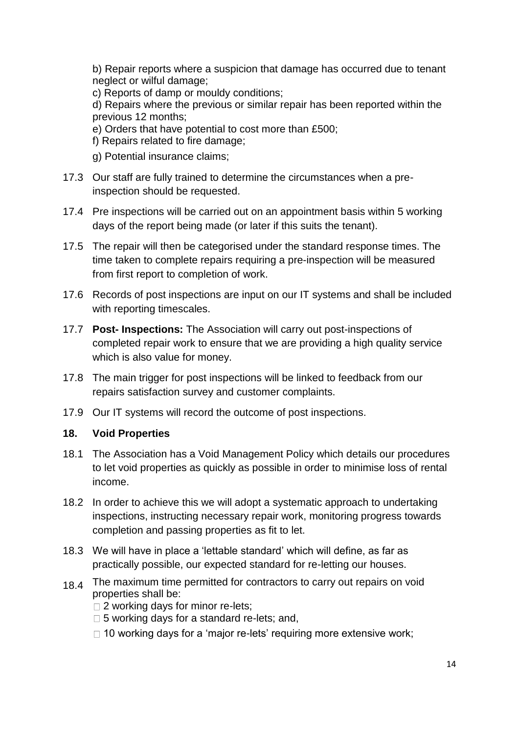b) Repair reports where a suspicion that damage has occurred due to tenant neglect or wilful damage;

c) Reports of damp or mouldy conditions;

d) Repairs where the previous or similar repair has been reported within the previous 12 months;

e) Orders that have potential to cost more than £500;

f) Repairs related to fire damage;

g) Potential insurance claims;

17.3 Our staff are fully trained to determine the circumstances when a pre-inspection should be requested.

17.4 Pre inspections will be carried out on an appointment basis within 5 working days of the report being made (or later if this suits the tenant).

17.5 The repair will then be categorised under the standard response times. The time taken to complete repairs requiring a pre-inspection will be measured from first report to completion of work.

17.6 Records of post inspections are input on our IT systems and shall be included with reporting timescales.

17.7 **Post- Inspections:** The Association will carry out post-inspections of completed repair work to ensure that we are providing a high quality service which is also value for money.

17.8 The main trigger for post inspections will be linked to feedback from our repairs satisfaction survey and customer complaints.

17.9 Our IT systems will record the outcome of post inspections.

## 18. Void Properties

18.1 The Association has a Void Management Policy which details our procedures to let void properties as quickly as possible in order to minimise loss of rental income.

18.2 In order to achieve this we will adopt a systematic approach to undertaking inspections, instructing necessary repair work, monitoring progress towards completion and passing properties as fit to let.

18.3 We will have in place a 'lettable standard' which will define, as far as practically possible, our expected standard for re-letting our houses.

18.4 The maximum time permitted for contractors to carry out repairs on void properties shall be:

- 2 working days for minor re-lets;
- 5 working days for a standard re-lets; and,
- 10 working days for a 'major re-lets' requiring more extensive work;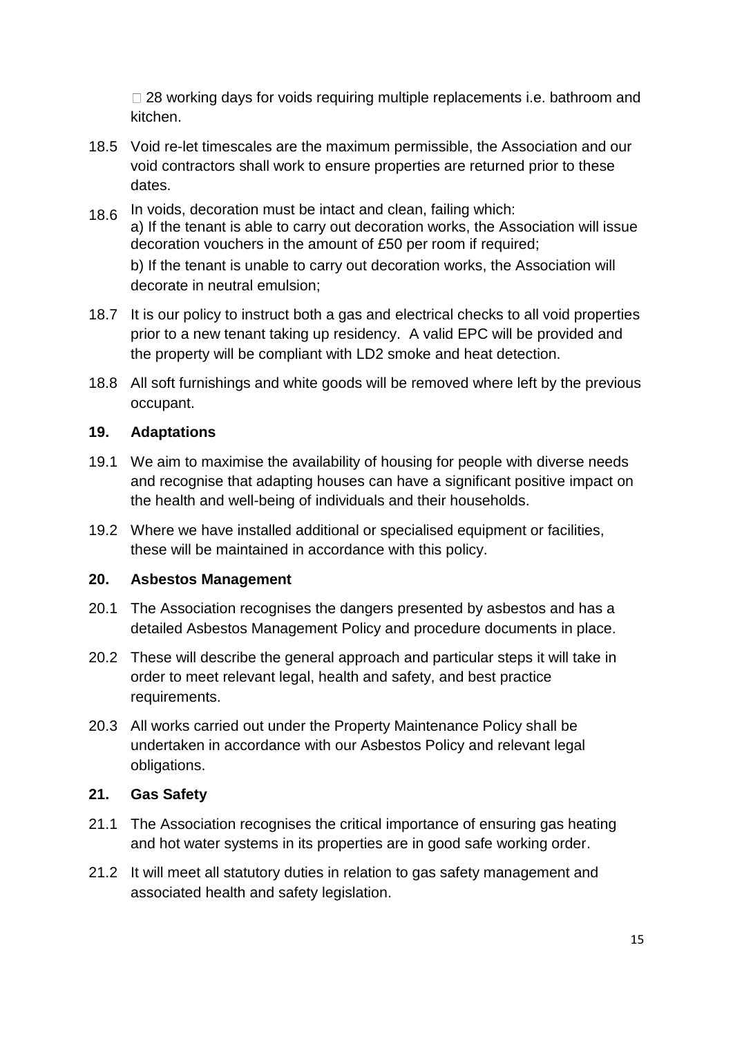- 28 working days for voids requiring multiple replacements i.e. bathroom and kitchen.

18.5 Void re-let timescales are the maximum permissible, the Association and our void contractors shall work to ensure properties are returned prior to these dates.

18.6 In voids, decoration must be intact and clean, failing which:
a) If the tenant is able to carry out decoration works, the Association will issue decoration vouchers in the amount of £50 per room if required;
b) If the tenant is unable to carry out decoration works, the Association will decorate in neutral emulsion;

18.7 It is our policy to instruct both a gas and electrical checks to all void properties prior to a new tenant taking up residency. A valid EPC will be provided and the property will be compliant with LD2 smoke and heat detection.

18.8 All soft furnishings and white goods will be removed where left by the previous occupant.

## 19. Adaptations

19.1 We aim to maximise the availability of housing for people with diverse needs and recognise that adapting houses can have a significant positive impact on the health and well-being of individuals and their households.

19.2 Where we have installed additional or specialised equipment or facilities, these will be maintained in accordance with this policy.

## 20. Asbestos Management

20.1 The Association recognises the dangers presented by asbestos and has a detailed Asbestos Management Policy and procedure documents in place.

20.2 These will describe the general approach and particular steps it will take in order to meet relevant legal, health and safety, and best practice requirements.

20.3 All works carried out under the Property Maintenance Policy shall be undertaken in accordance with our Asbestos Policy and relevant legal obligations.

## 21. Gas Safety

21.1 The Association recognises the critical importance of ensuring gas heating and hot water systems in its properties are in good safe working order.

21.2 It will meet all statutory duties in relation to gas safety management and associated health and safety legislation.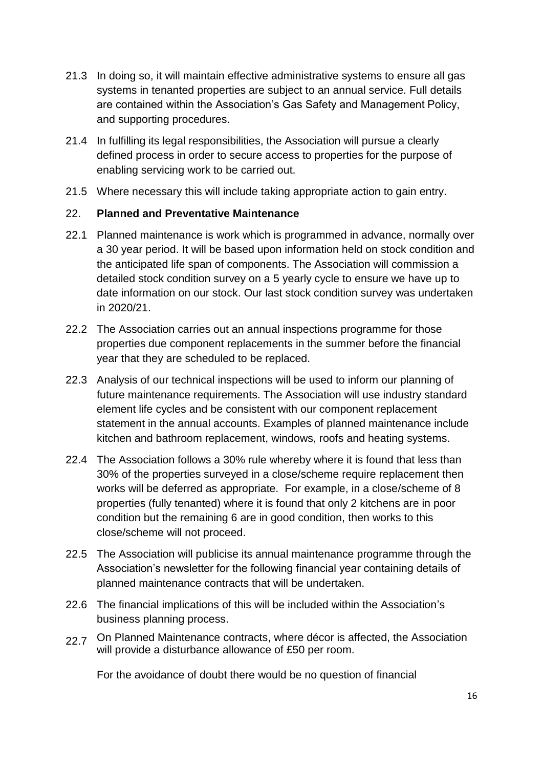21.3 In doing so, it will maintain effective administrative systems to ensure all gas systems in tenanted properties are subject to an annual service. Full details are contained within the Association's Gas Safety and Management Policy, and supporting procedures.

21.4 In fulfilling its legal responsibilities, the Association will pursue a clearly defined process in order to secure access to properties for the purpose of enabling servicing work to be carried out.

21.5 Where necessary this will include taking appropriate action to gain entry.

## 22. **Planned and Preventative Maintenance**

22.1 Planned maintenance is work which is programmed in advance, normally over a 30 year period. It will be based upon information held on stock condition and the anticipated life span of components. The Association will commission a detailed stock condition survey on a 5 yearly cycle to ensure we have up to date information on our stock. Our last stock condition survey was undertaken in 2020/21.

22.2 The Association carries out an annual inspections programme for those properties due component replacements in the summer before the financial year that they are scheduled to be replaced.

22.3 Analysis of our technical inspections will be used to inform our planning of future maintenance requirements. The Association will use industry standard element life cycles and be consistent with our component replacement statement in the annual accounts. Examples of planned maintenance include kitchen and bathroom replacement, windows, roofs and heating systems.

22.4 The Association follows a 30% rule whereby where it is found that less than 30% of the properties surveyed in a close/scheme require replacement then works will be deferred as appropriate. For example, in a close/scheme of 8 properties (fully tenanted) where it is found that only 2 kitchens are in poor condition but the remaining 6 are in good condition, then works to this close/scheme will not proceed.

22.5 The Association will publicise its annual maintenance programme through the Association's newsletter for the following financial year containing details of planned maintenance contracts that will be undertaken.

22.6 The financial implications of this will be included within the Association's business planning process.

22.7 On Planned Maintenance contracts, where décor is affected, the Association will provide a disturbance allowance of £50 per room.

For the avoidance of doubt there would be no question of financial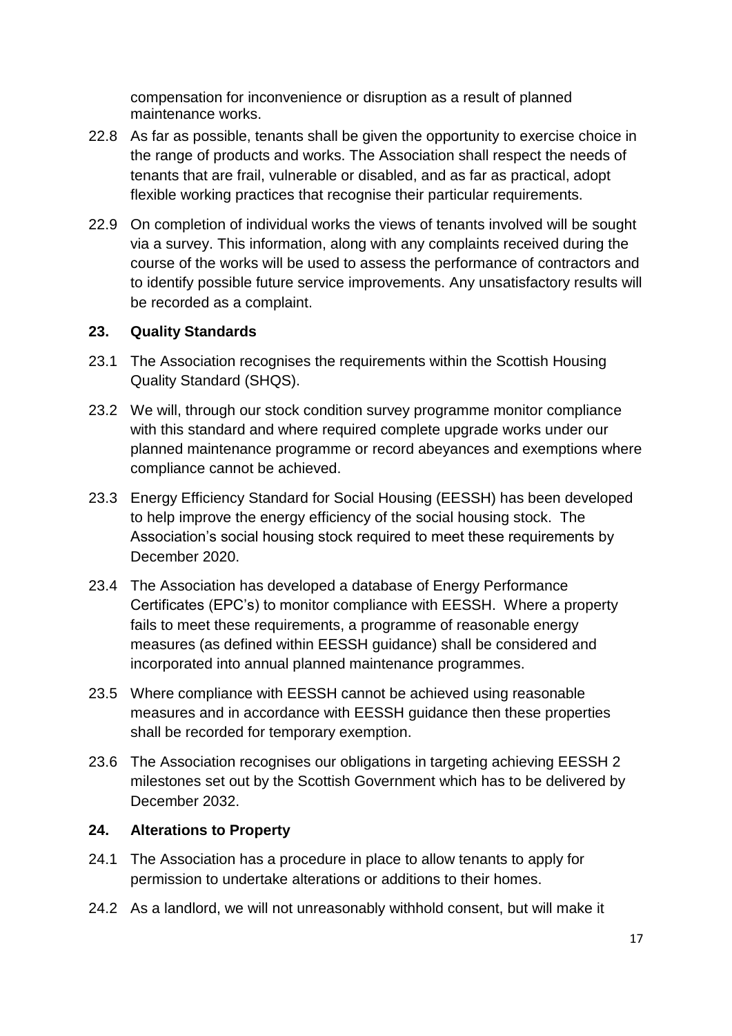compensation for inconvenience or disruption as a result of planned maintenance works.

22.8 As far as possible, tenants shall be given the opportunity to exercise choice in the range of products and works. The Association shall respect the needs of tenants that are frail, vulnerable or disabled, and as far as practical, adopt flexible working practices that recognise their particular requirements.

22.9 On completion of individual works the views of tenants involved will be sought via a survey. This information, along with any complaints received during the course of the works will be used to assess the performance of contractors and to identify possible future service improvements. Any unsatisfactory results will be recorded as a complaint.

## 23. Quality Standards

23.1 The Association recognises the requirements within the Scottish Housing Quality Standard (SHQS).

23.2 We will, through our stock condition survey programme monitor compliance with this standard and where required complete upgrade works under our planned maintenance programme or record abeyances and exemptions where compliance cannot be achieved.

23.3 Energy Efficiency Standard for Social Housing (EESSH) has been developed to help improve the energy efficiency of the social housing stock. The Association's social housing stock required to meet these requirements by December 2020.

23.4 The Association has developed a database of Energy Performance Certificates (EPC's) to monitor compliance with EESSH. Where a property fails to meet these requirements, a programme of reasonable energy measures (as defined within EESSH guidance) shall be considered and incorporated into annual planned maintenance programmes.

23.5 Where compliance with EESSH cannot be achieved using reasonable measures and in accordance with EESSH guidance then these properties shall be recorded for temporary exemption.

23.6 The Association recognises our obligations in targeting achieving EESSH 2 milestones set out by the Scottish Government which has to be delivered by December 2032.

## 24. Alterations to Property

24.1 The Association has a procedure in place to allow tenants to apply for permission to undertake alterations or additions to their homes.

24.2 As a landlord, we will not unreasonably withhold consent, but will make it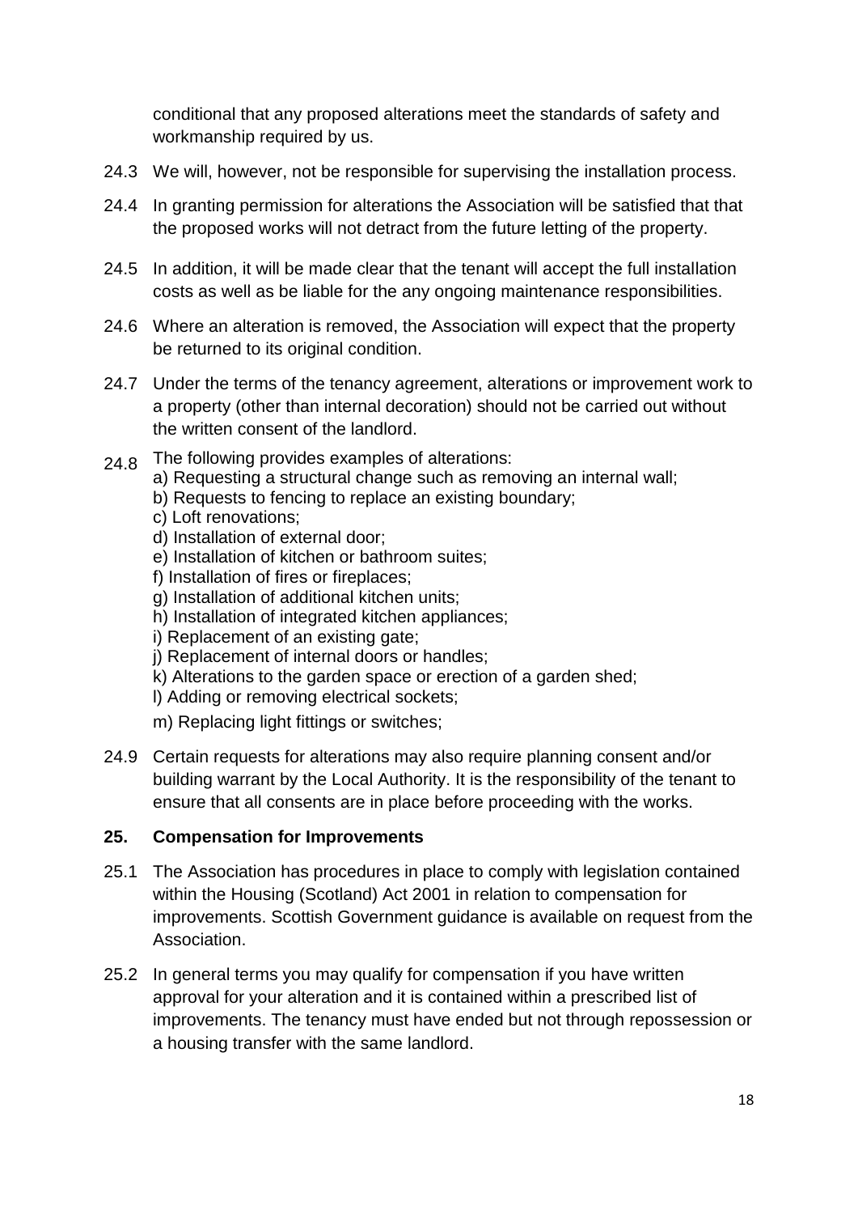conditional that any proposed alterations meet the standards of safety and workmanship required by us.

24.3 We will, however, not be responsible for supervising the installation process.

24.4 In granting permission for alterations the Association will be satisfied that that the proposed works will not detract from the future letting of the property.

24.5 In addition, it will be made clear that the tenant will accept the full installation costs as well as be liable for the any ongoing maintenance responsibilities.

24.6 Where an alteration is removed, the Association will expect that the property be returned to its original condition.

24.7 Under the terms of the tenancy agreement, alterations or improvement work to a property (other than internal decoration) should not be carried out without the written consent of the landlord.

24.8 The following provides examples of alterations:

a) Requesting a structural change such as removing an internal wall;
b) Requests to fencing to replace an existing boundary;
c) Loft renovations;
d) Installation of external door;
e) Installation of kitchen or bathroom suites;
f) Installation of fires or fireplaces;
g) Installation of additional kitchen units;
h) Installation of integrated kitchen appliances;
i) Replacement of an existing gate;
j) Replacement of internal doors or handles;
k) Alterations to the garden space or erection of a garden shed;
l) Adding or removing electrical sockets;
m) Replacing light fittings or switches;

24.9 Certain requests for alterations may also require planning consent and/or building warrant by the Local Authority. It is the responsibility of the tenant to ensure that all consents are in place before proceeding with the works.

## 25. Compensation for Improvements

25.1 The Association has procedures in place to comply with legislation contained within the Housing (Scotland) Act 2001 in relation to compensation for improvements. Scottish Government guidance is available on request from the Association.

25.2 In general terms you may qualify for compensation if you have written approval for your alteration and it is contained within a prescribed list of improvements. The tenancy must have ended but not through repossession or a housing transfer with the same landlord.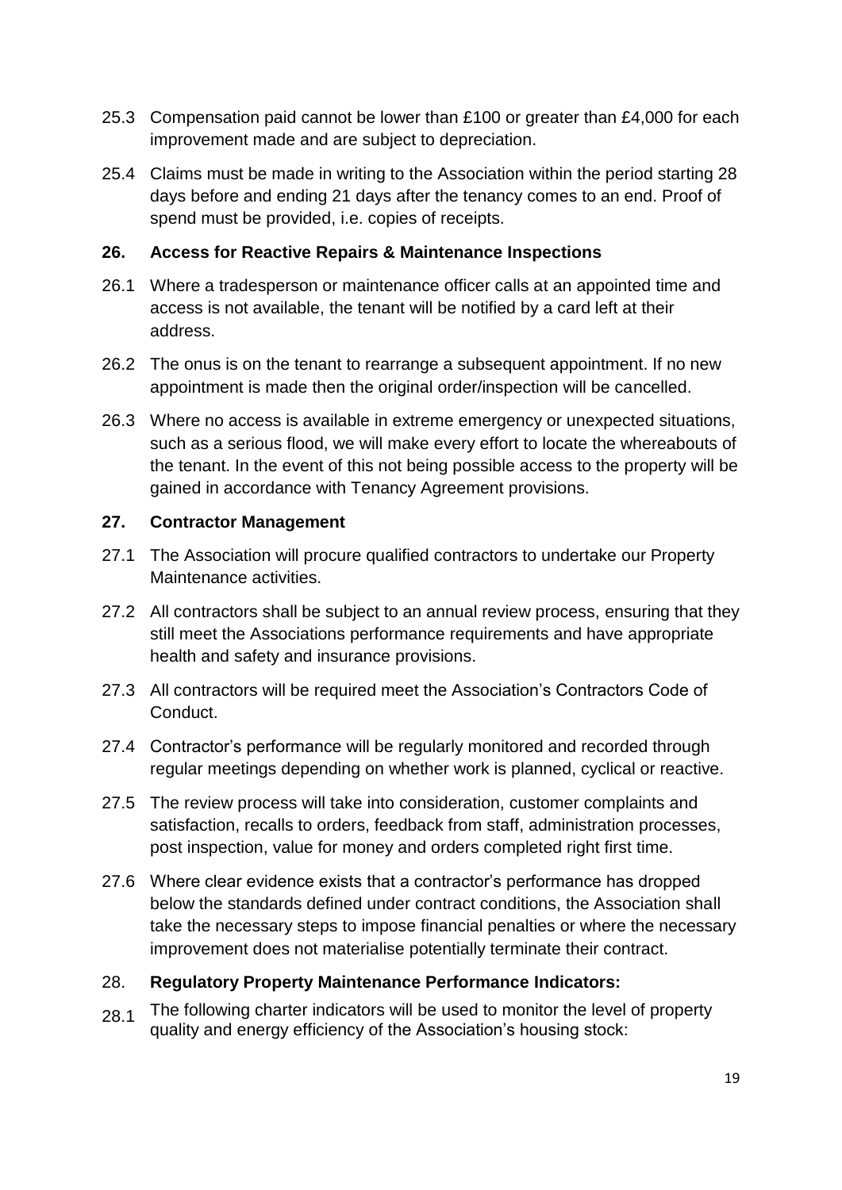25.3 Compensation paid cannot be lower than £100 or greater than £4,000 for each improvement made and are subject to depreciation.

25.4 Claims must be made in writing to the Association within the period starting 28 days before and ending 21 days after the tenancy comes to an end. Proof of spend must be provided, i.e. copies of receipts.

## 26. Access for Reactive Repairs & Maintenance Inspections

26.1 Where a tradesperson or maintenance officer calls at an appointed time and access is not available, the tenant will be notified by a card left at their address.

26.2 The onus is on the tenant to rearrange a subsequent appointment. If no new appointment is made then the original order/inspection will be cancelled.

26.3 Where no access is available in extreme emergency or unexpected situations, such as a serious flood, we will make every effort to locate the whereabouts of the tenant. In the event of this not being possible access to the property will be gained in accordance with Tenancy Agreement provisions.

## 27. Contractor Management

27.1 The Association will procure qualified contractors to undertake our Property Maintenance activities.

27.2 All contractors shall be subject to an annual review process, ensuring that they still meet the Associations performance requirements and have appropriate health and safety and insurance provisions.

27.3 All contractors will be required meet the Association's Contractors Code of Conduct.

27.4 Contractor's performance will be regularly monitored and recorded through regular meetings depending on whether work is planned, cyclical or reactive.

27.5 The review process will take into consideration, customer complaints and satisfaction, recalls to orders, feedback from staff, administration processes, post inspection, value for money and orders completed right first time.

27.6 Where clear evidence exists that a contractor's performance has dropped below the standards defined under contract conditions, the Association shall take the necessary steps to impose financial penalties or where the necessary improvement does not materialise potentially terminate their contract.

## 28. Regulatory Property Maintenance Performance Indicators:

28.1 The following charter indicators will be used to monitor the level of property quality and energy efficiency of the Association's housing stock: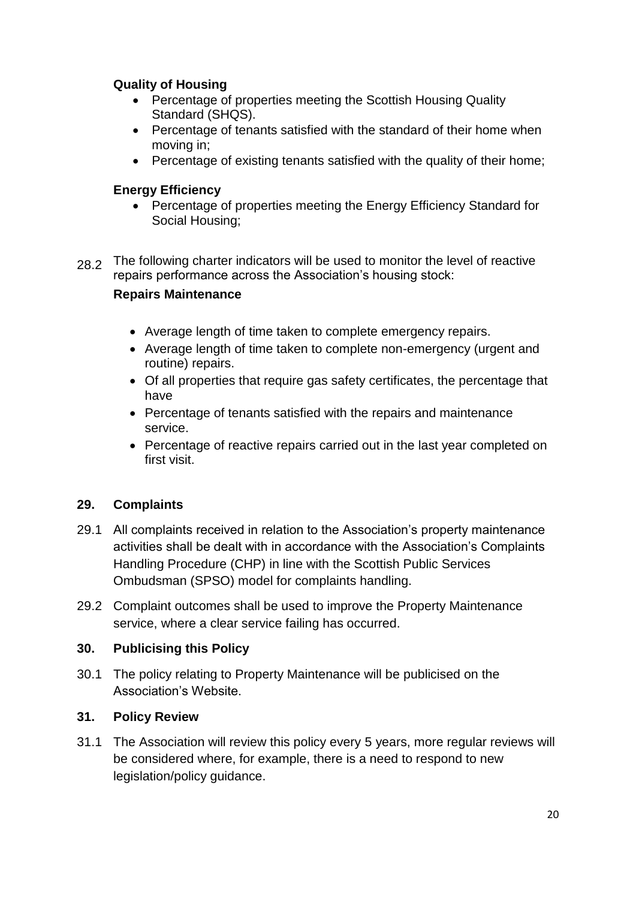**Quality of Housing**

- Percentage of properties meeting the Scottish Housing Quality Standard (SHQS).
- Percentage of tenants satisfied with the standard of their home when moving in;
- Percentage of existing tenants satisfied with the quality of their home;

**Energy Efficiency**

- Percentage of properties meeting the Energy Efficiency Standard for Social Housing;

28.2 The following charter indicators will be used to monitor the level of reactive repairs performance across the Association's housing stock:

**Repairs Maintenance**

- Average length of time taken to complete emergency repairs.
- Average length of time taken to complete non-emergency (urgent and routine) repairs.
- Of all properties that require gas safety certificates, the percentage that have
- Percentage of tenants satisfied with the repairs and maintenance service.
- Percentage of reactive repairs carried out in the last year completed on first visit.

## 29. Complaints

29.1 All complaints received in relation to the Association's property maintenance activities shall be dealt with in accordance with the Association's Complaints Handling Procedure (CHP) in line with the Scottish Public Services Ombudsman (SPSO) model for complaints handling.

29.2 Complaint outcomes shall be used to improve the Property Maintenance service, where a clear service failing has occurred.

## 30. Publicising this Policy

30.1 The policy relating to Property Maintenance will be publicised on the Association's Website.

## 31. Policy Review

31.1 The Association will review this policy every 5 years, more regular reviews will be considered where, for example, there is a need to respond to new legislation/policy guidance.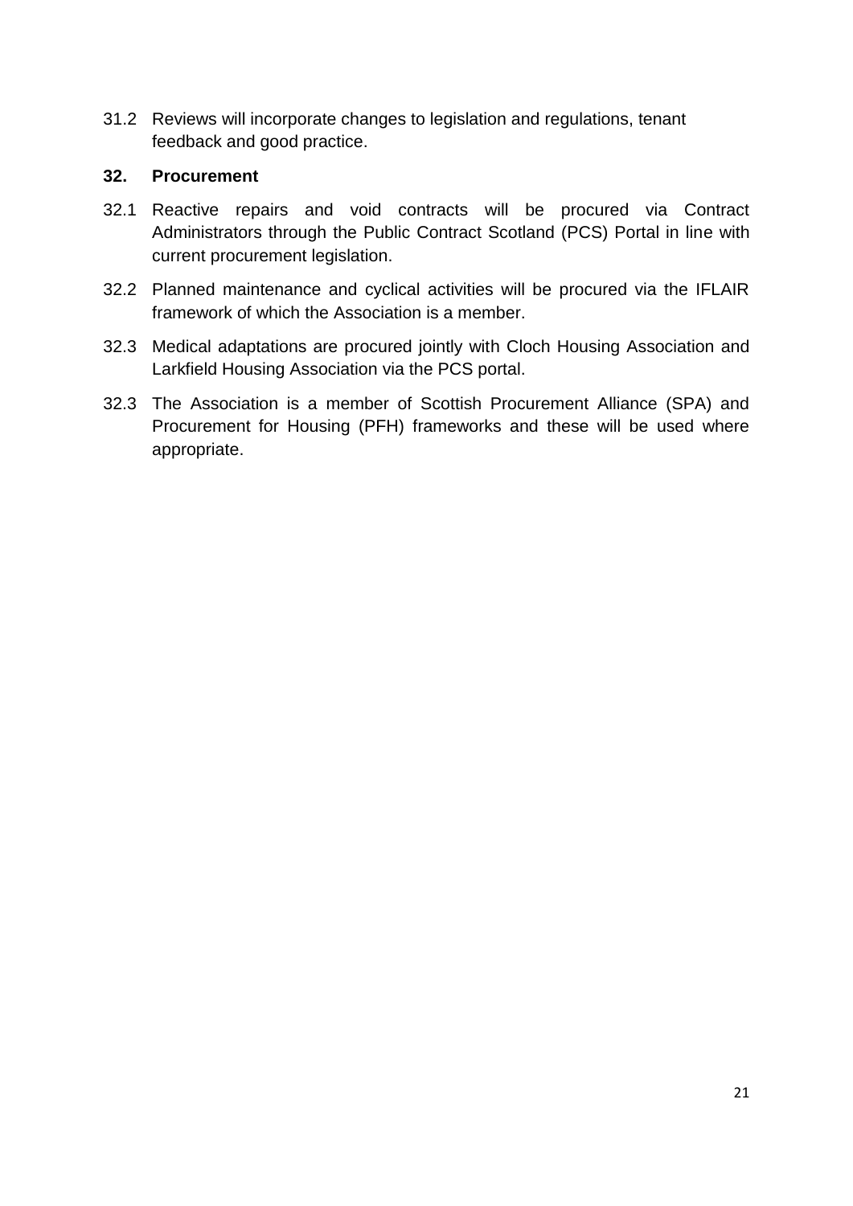31.2 Reviews will incorporate changes to legislation and regulations, tenant feedback and good practice.

## 32. Procurement

32.1 Reactive repairs and void contracts will be procured via Contract Administrators through the Public Contract Scotland (PCS) Portal in line with current procurement legislation.

32.2 Planned maintenance and cyclical activities will be procured via the IFLAIR framework of which the Association is a member.

32.3 Medical adaptations are procured jointly with Cloch Housing Association and Larkfield Housing Association via the PCS portal.

32.3 The Association is a member of Scottish Procurement Alliance (SPA) and Procurement for Housing (PFH) frameworks and these will be used where appropriate.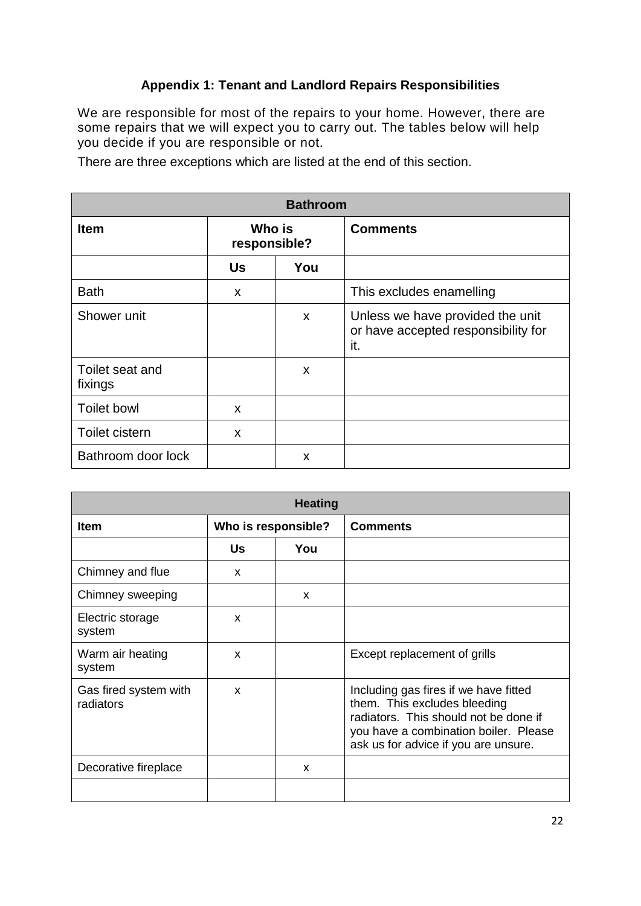### Appendix 1: Tenant and Landlord Repairs Responsibilities

We are responsible for most of the repairs to your home. However, there are some repairs that we will expect you to carry out. The tables below will help you decide if you are responsible or not.

There are three exceptions which are listed at the end of this section.

| Bathroom | | | |
|---|---|---|---|
| **Item** | **Who is responsible?** | | **Comments** |
| | **Us** | **You** | |
| Bath | x | | This excludes enamelling |
| Shower unit | | x | Unless we have provided the unit or have accepted responsibility for it. |
| Toilet seat and fixings | | x | |
| Toilet bowl | x | | |
| Toilet cistern | x | | |
| Bathroom door lock | | x | |

| Heating | | | |
|---|---|---|---|
| **Item** | **Who is responsible?** | | **Comments** |
| | **Us** | **You** | |
| Chimney and flue | x | | |
| Chimney sweeping | | x | |
| Electric storage system | x | | |
| Warm air heating system | x | | Except replacement of grills |
| Gas fired system with radiators | x | | Including gas fires if we have fitted them. This excludes bleeding radiators. This should not be done if you have a combination boiler. Please ask us for advice if you are unsure. |
| Decorative fireplace | | x | |
| | | | |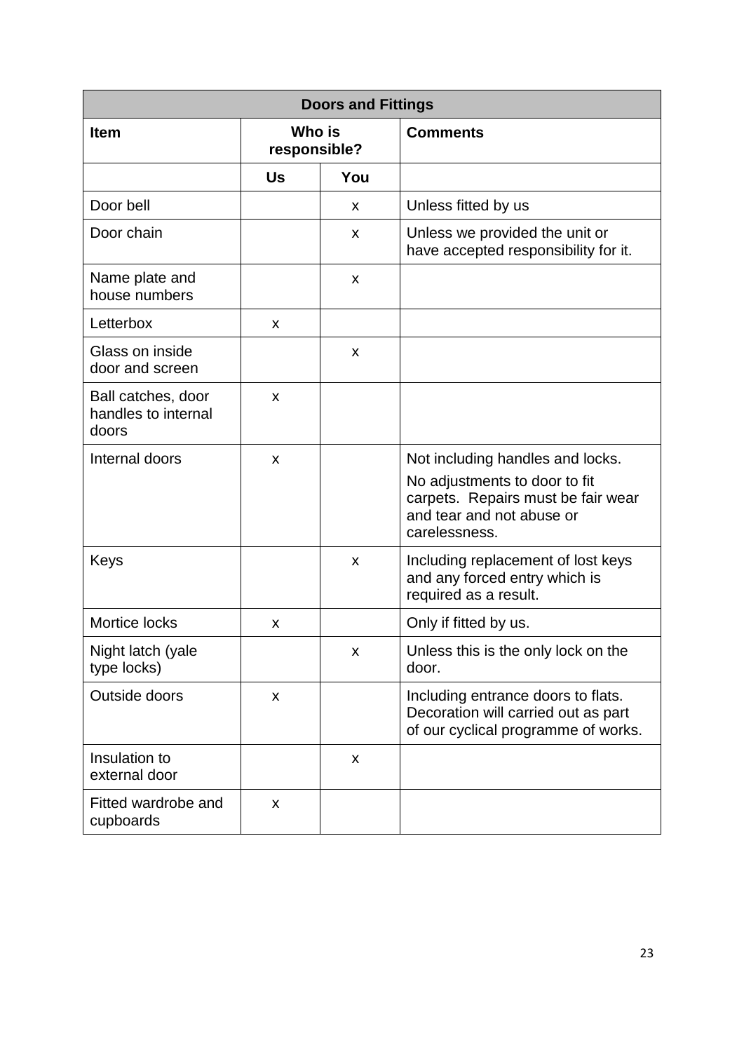| Doors and Fittings | | | |
|---|---|---|---|
| **Item** | **Who is responsible?** | | **Comments** |
| | **Us** | **You** | |
| Door bell | | x | Unless fitted by us |
| Door chain | | x | Unless we provided the unit or have accepted responsibility for it. |
| Name plate and house numbers | | x | |
| Letterbox | x | | |
| Glass on inside door and screen | | x | |
| Ball catches, door handles to internal doors | x | | |
| Internal doors | x | | Not including handles and locks. No adjustments to door to fit carpets. Repairs must be fair wear and tear and not abuse or carelessness. |
| Keys | | x | Including replacement of lost keys and any forced entry which is required as a result. |
| Mortice locks | x | | Only if fitted by us. |
| Night latch (yale type locks) | | x | Unless this is the only lock on the door. |
| Outside doors | x | | Including entrance doors to flats. Decoration will carried out as part of our cyclical programme of works. |
| Insulation to external door | | x | |
| Fitted wardrobe and cupboards | x | | |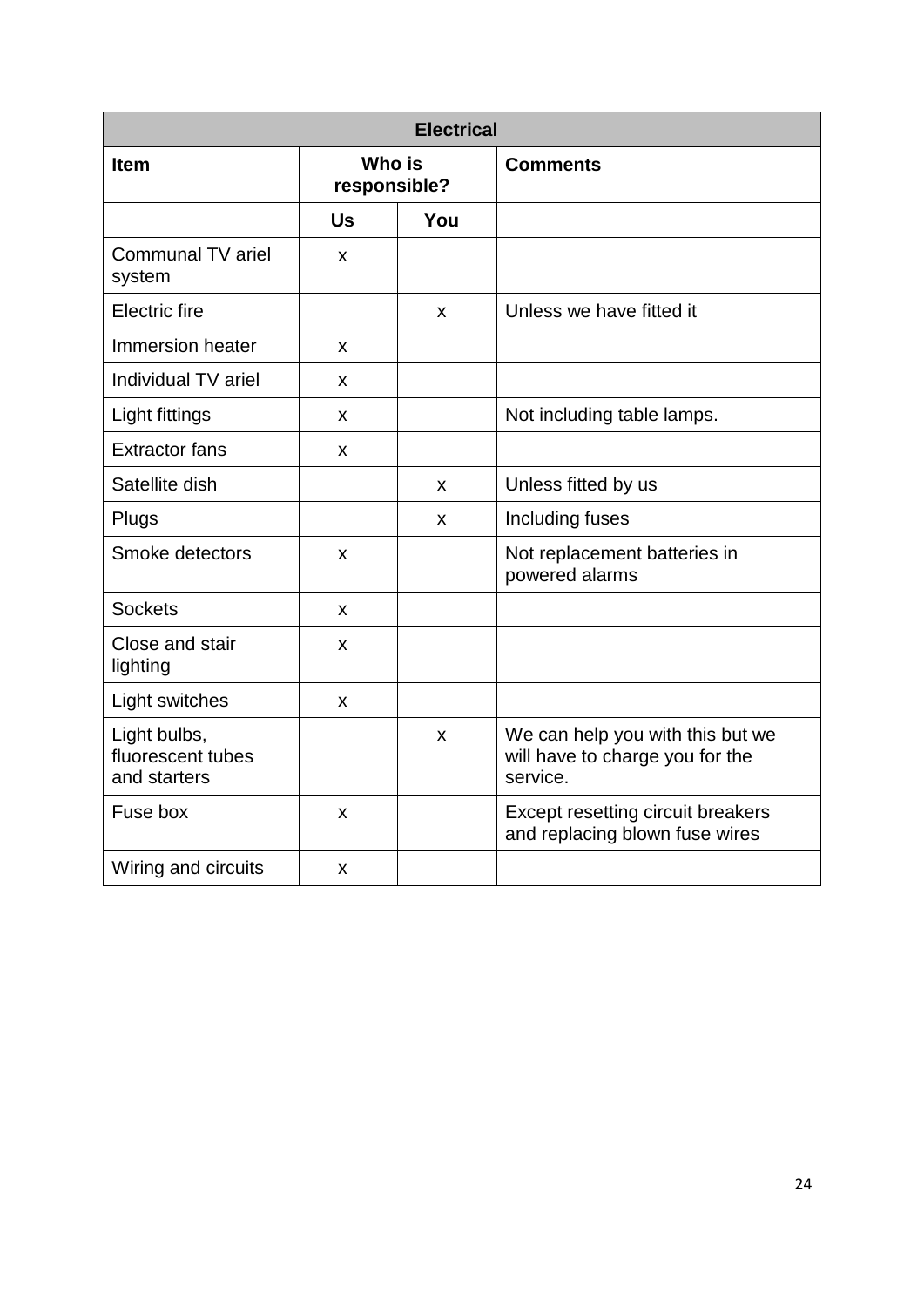| Electrical | | | |
|---|---|---|---|
| **Item** | **Who is responsible?** | | **Comments** |
| | **Us** | **You** | |
| Communal TV ariel system | x | | |
| Electric fire | | x | Unless we have fitted it |
| Immersion heater | x | | |
| Individual TV ariel | x | | |
| Light fittings | x | | Not including table lamps. |
| Extractor fans | x | | |
| Satellite dish | | x | Unless fitted by us |
| Plugs | | x | Including fuses |
| Smoke detectors | x | | Not replacement batteries in powered alarms |
| Sockets | x | | |
| Close and stair lighting | x | | |
| Light switches | x | | |
| Light bulbs, fluorescent tubes and starters | | x | We can help you with this but we will have to charge you for the service. |
| Fuse box | x | | Except resetting circuit breakers and replacing blown fuse wires |
| Wiring and circuits | x | | |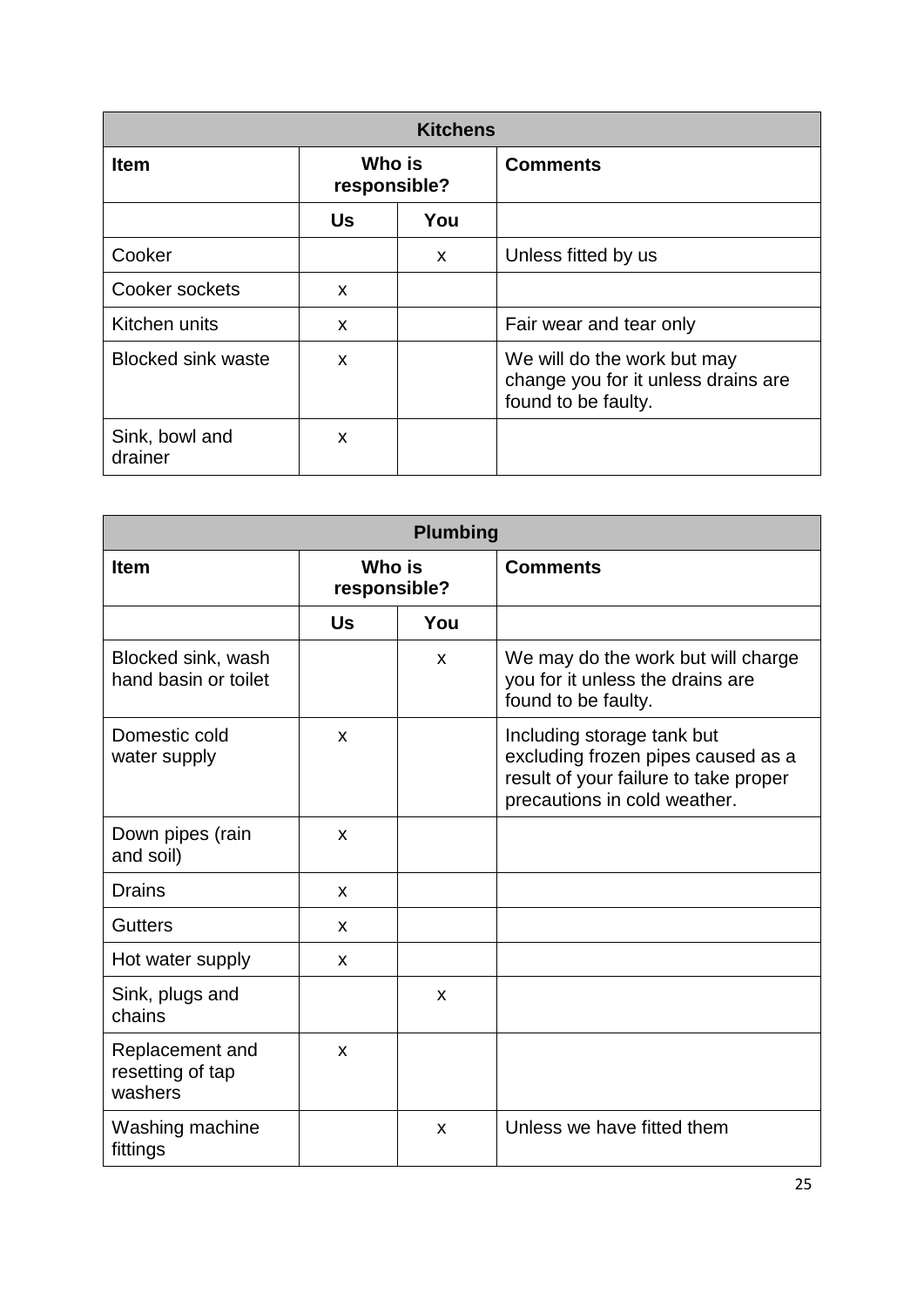| Kitchens | | | |
|---|---|---|---|
| **Item** | **Who is responsible?** | | **Comments** |
| | **Us** | **You** | |
| Cooker | | x | Unless fitted by us |
| Cooker sockets | x | | |
| Kitchen units | x | | Fair wear and tear only |
| Blocked sink waste | x | | We will do the work but may change you for it unless drains are found to be faulty. |
| Sink, bowl and drainer | x | | |

| Plumbing | | | |
|---|---|---|---|
| **Item** | **Who is responsible?** | | **Comments** |
| | **Us** | **You** | |
| Blocked sink, wash hand basin or toilet | | x | We may do the work but will charge you for it unless the drains are found to be faulty. |
| Domestic cold water supply | x | | Including storage tank but excluding frozen pipes caused as a result of your failure to take proper precautions in cold weather. |
| Down pipes (rain and soil) | x | | |
| Drains | x | | |
| Gutters | x | | |
| Hot water supply | x | | |
| Sink, plugs and chains | | x | |
| Replacement and resetting of tap washers | x | | |
| Washing machine fittings | | x | Unless we have fitted them |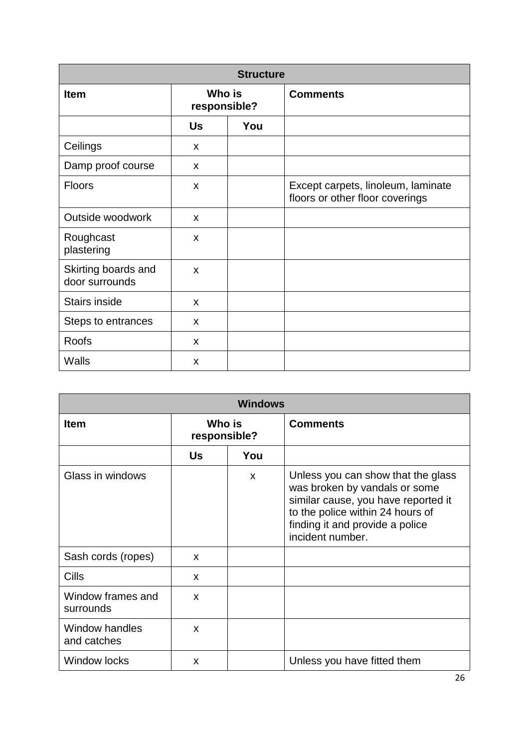| Structure | | | |
|---|---|---|---|
| **Item** | **Who is responsible?** | | **Comments** |
| | **Us** | **You** | |
| Ceilings | x | | |
| Damp proof course | x | | |
| Floors | x | | Except carpets, linoleum, laminate floors or other floor coverings |
| Outside woodwork | x | | |
| Roughcast plastering | x | | |
| Skirting boards and door surrounds | x | | |
| Stairs inside | x | | |
| Steps to entrances | x | | |
| Roofs | x | | |
| Walls | x | | |

| Windows | | | |
|---|---|---|---|
| **Item** | **Who is responsible?** | | **Comments** |
| | **Us** | **You** | |
| Glass in windows | | x | Unless you can show that the glass was broken by vandals or some similar cause, you have reported it to the police within 24 hours of finding it and provide a police incident number. |
| Sash cords (ropes) | x | | |
| Cills | x | | |
| Window frames and surrounds | x | | |
| Window handles and catches | x | | |
| Window locks | x | | Unless you have fitted them |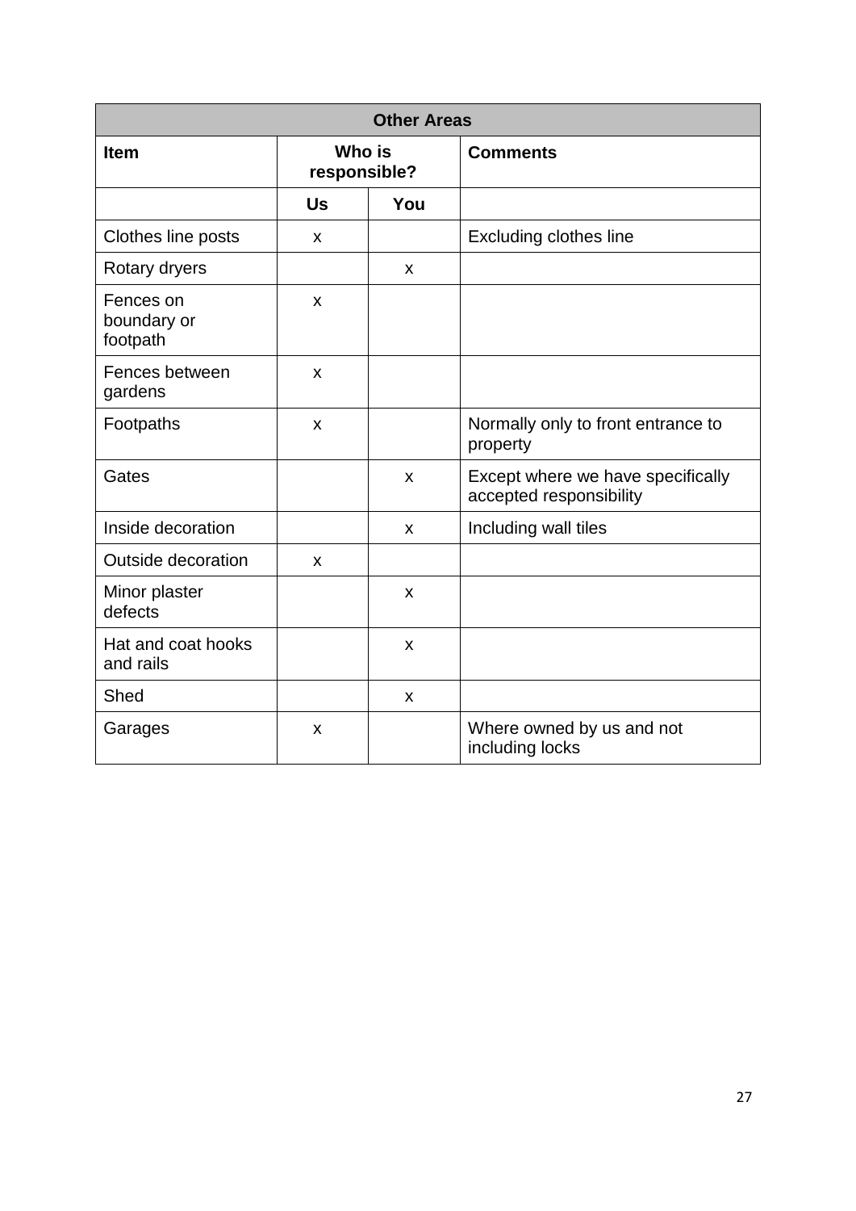| Other Areas | | | |
|---|---|---|---|
| **Item** | **Who is responsible?** | | **Comments** |
| | **Us** | **You** | |
| Clothes line posts | x | | Excluding clothes line |
| Rotary dryers | | x | |
| Fences on boundary or footpath | x | | |
| Fences between gardens | x | | |
| Footpaths | x | | Normally only to front entrance to property |
| Gates | | x | Except where we have specifically accepted responsibility |
| Inside decoration | | x | Including wall tiles |
| Outside decoration | x | | |
| Minor plaster defects | | x | |
| Hat and coat hooks and rails | | x | |
| Shed | | x | |
| Garages | x | | Where owned by us and not including locks |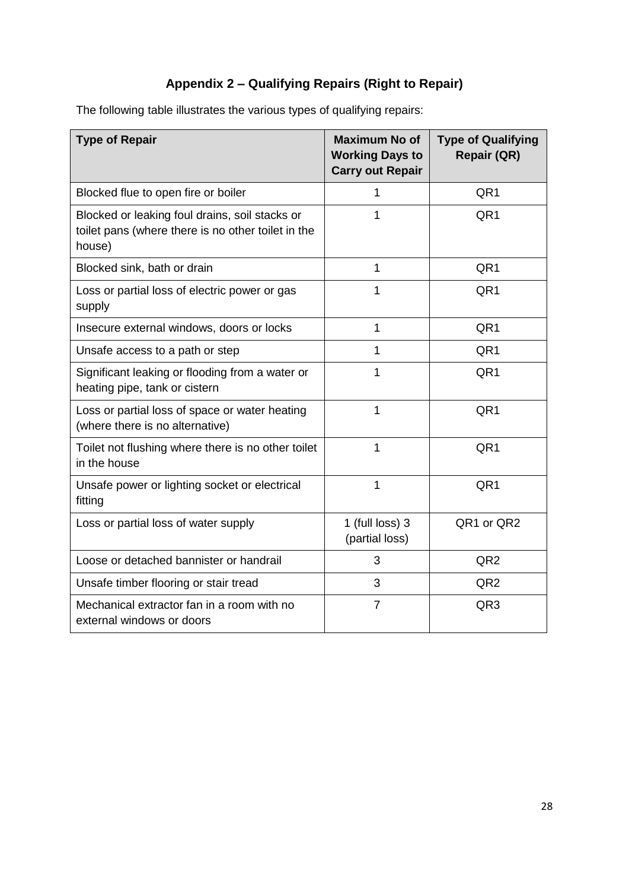## Appendix 2 – Qualifying Repairs (Right to Repair)

The following table illustrates the various types of qualifying repairs:

| Type of Repair | Maximum No of Working Days to Carry out Repair | Type of Qualifying Repair (QR) |
| --- | --- | --- |
| Blocked flue to open fire or boiler | 1 | QR1 |
| Blocked or leaking foul drains, soil stacks or toilet pans (where there is no other toilet in the house) | 1 | QR1 |
| Blocked sink, bath or drain | 1 | QR1 |
| Loss or partial loss of electric power or gas supply | 1 | QR1 |
| Insecure external windows, doors or locks | 1 | QR1 |
| Unsafe access to a path or step | 1 | QR1 |
| Significant leaking or flooding from a water or heating pipe, tank or cistern | 1 | QR1 |
| Loss or partial loss of space or water heating (where there is no alternative) | 1 | QR1 |
| Toilet not flushing where there is no other toilet in the house | 1 | QR1 |
| Unsafe power or lighting socket or electrical fitting | 1 | QR1 |
| Loss or partial loss of water supply | 1 (full loss) 3 (partial loss) | QR1 or QR2 |
| Loose or detached bannister or handrail | 3 | QR2 |
| Unsafe timber flooring or stair tread | 3 | QR2 |
| Mechanical extractor fan in a room with no external windows or doors | 7 | QR3 |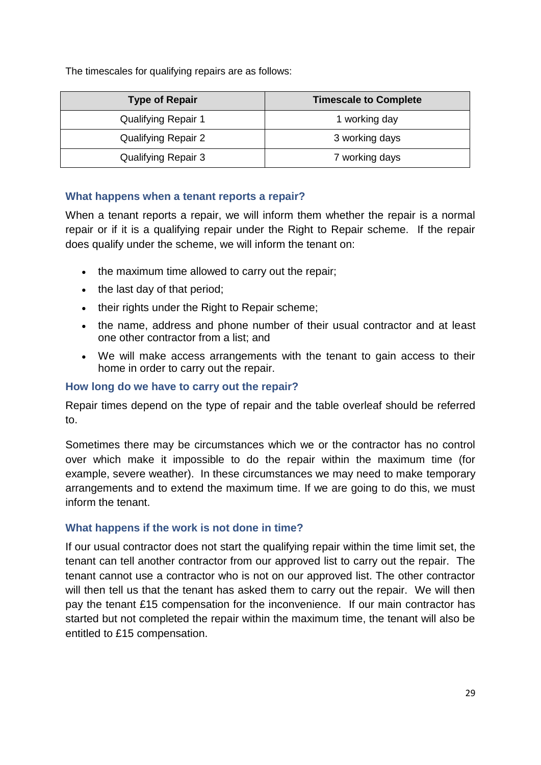The timescales for qualifying repairs are as follows:

| Type of Repair | Timescale to Complete |
| --- | --- |
| Qualifying Repair 1 | 1 working day |
| Qualifying Repair 2 | 3 working days |
| Qualifying Repair 3 | 7 working days |

### What happens when a tenant reports a repair?

When a tenant reports a repair, we will inform them whether the repair is a normal repair or if it is a qualifying repair under the Right to Repair scheme. If the repair does qualify under the scheme, we will inform the tenant on:

- the maximum time allowed to carry out the repair;
- the last day of that period;
- their rights under the Right to Repair scheme;
- the name, address and phone number of their usual contractor and at least one other contractor from a list; and
- We will make access arrangements with the tenant to gain access to their home in order to carry out the repair.

### How long do we have to carry out the repair?

Repair times depend on the type of repair and the table overleaf should be referred to.

Sometimes there may be circumstances which we or the contractor has no control over which make it impossible to do the repair within the maximum time (for example, severe weather). In these circumstances we may need to make temporary arrangements and to extend the maximum time. If we are going to do this, we must inform the tenant.

### What happens if the work is not done in time?

If our usual contractor does not start the qualifying repair within the time limit set, the tenant can tell another contractor from our approved list to carry out the repair. The tenant cannot use a contractor who is not on our approved list. The other contractor will then tell us that the tenant has asked them to carry out the repair. We will then pay the tenant £15 compensation for the inconvenience. If our main contractor has started but not completed the repair within the maximum time, the tenant will also be entitled to £15 compensation.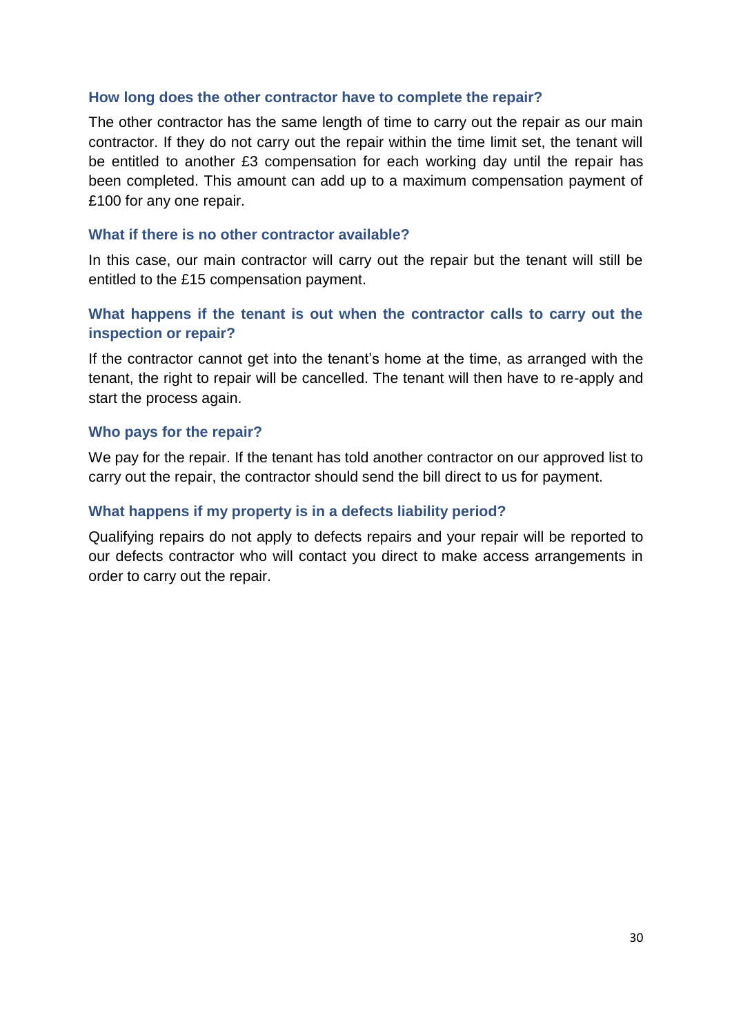### How long does the other contractor have to complete the repair?

The other contractor has the same length of time to carry out the repair as our main contractor. If they do not carry out the repair within the time limit set, the tenant will be entitled to another £3 compensation for each working day until the repair has been completed. This amount can add up to a maximum compensation payment of £100 for any one repair.

### What if there is no other contractor available?

In this case, our main contractor will carry out the repair but the tenant will still be entitled to the £15 compensation payment.

### What happens if the tenant is out when the contractor calls to carry out the inspection or repair?

If the contractor cannot get into the tenant's home at the time, as arranged with the tenant, the right to repair will be cancelled. The tenant will then have to re-apply and start the process again.

### Who pays for the repair?

We pay for the repair. If the tenant has told another contractor on our approved list to carry out the repair, the contractor should send the bill direct to us for payment.

### What happens if my property is in a defects liability period?

Qualifying repairs do not apply to defects repairs and your repair will be reported to our defects contractor who will contact you direct to make access arrangements in order to carry out the repair.